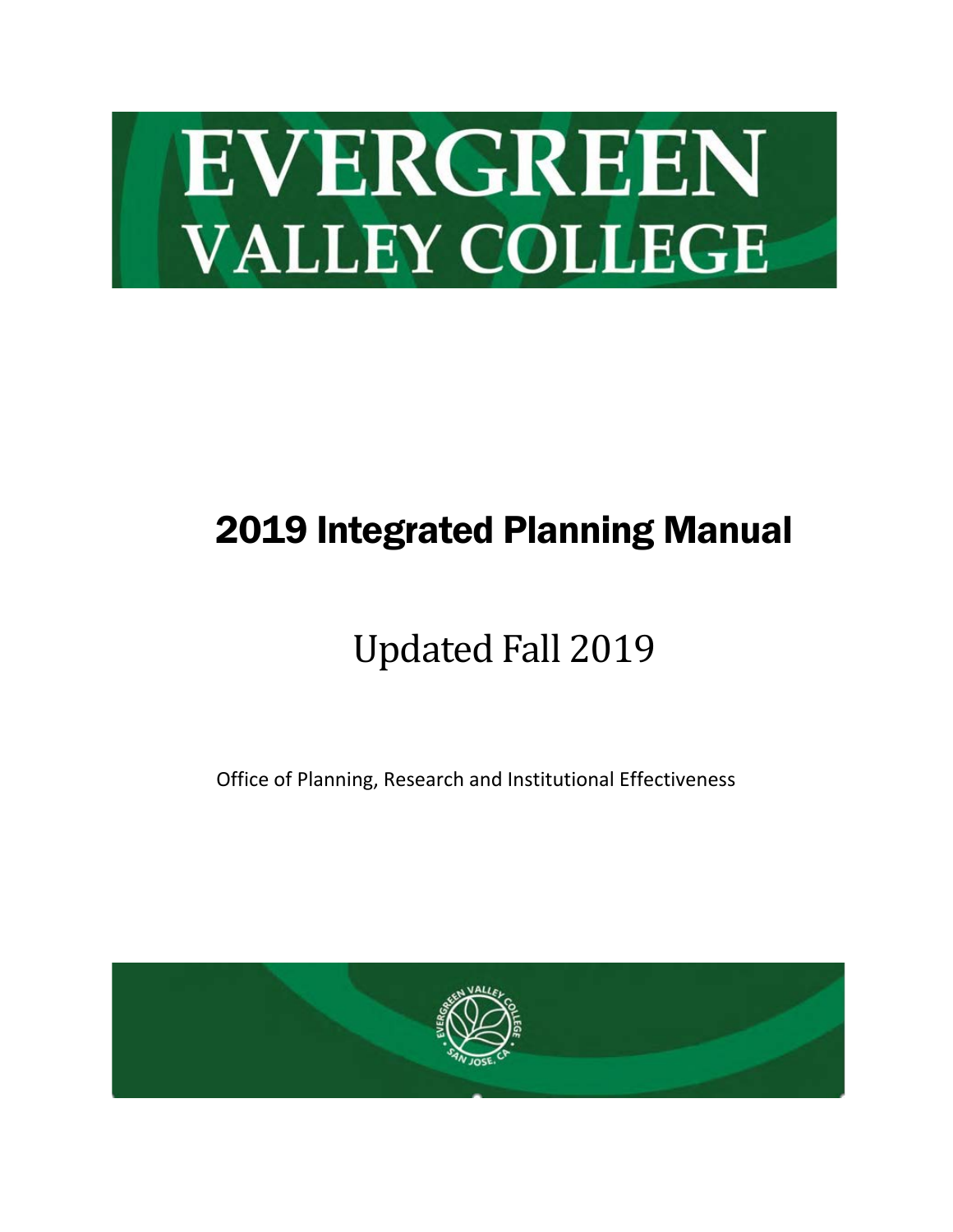# EVERGREEN VALLEY COLLEGE

# 2019 Integrated Planning Manual

## Updated Fall 2019

Office of Planning, Research and Institutional Effectiveness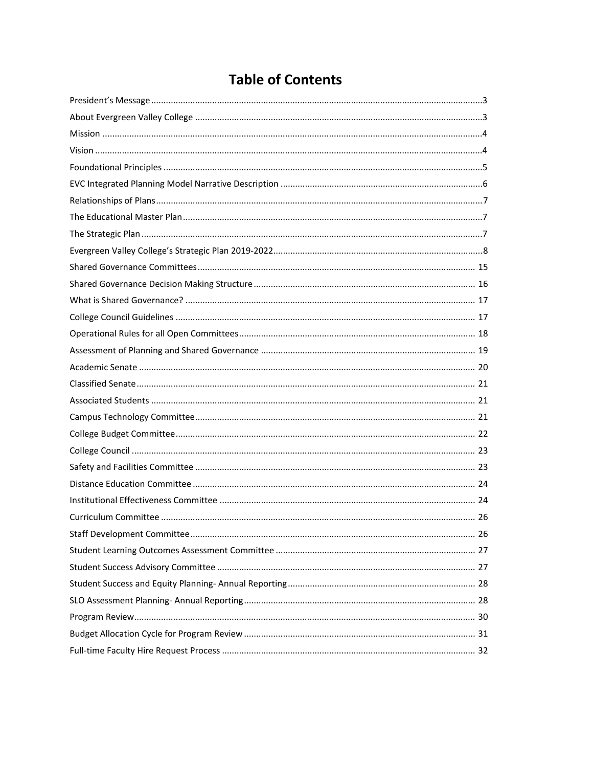# Table of Contents

- President's Message ... 3
- About Evergreen Valley College ... 3
- Mission ... 4
- Vision ... 4
- Foundational Principles ... 5
- EVC Integrated Planning Model Narrative Description ... 6
- Relationships of Plans ... 7
- The Educational Master Plan ... 7
- The Strategic Plan ... 7
- Evergreen Valley College's Strategic Plan 2019-2022 ... 8
- Shared Governance Committees ... 15
- Shared Governance Decision Making Structure ... 16
- What is Shared Governance? ... 17
- College Council Guidelines ... 17
- Operational Rules for all Open Committees ... 18
- Assessment of Planning and Shared Governance ... 19
- Academic Senate ... 20
- Classified Senate ... 21
- Associated Students ... 21
- Campus Technology Committee ... 21
- College Budget Committee ... 22
- College Council ... 23
- Safety and Facilities Committee ... 23
- Distance Education Committee ... 24
- Institutional Effectiveness Committee ... 24
- Curriculum Committee ... 26
- Staff Development Committee ... 26
- Student Learning Outcomes Assessment Committee ... 27
- Student Success Advisory Committee ... 27
- Student Success and Equity Planning- Annual Reporting ... 28
- SLO Assessment Planning- Annual Reporting ... 28
- Program Review ... 30
- Budget Allocation Cycle for Program Review ... 31
- Full-time Faculty Hire Request Process ... 32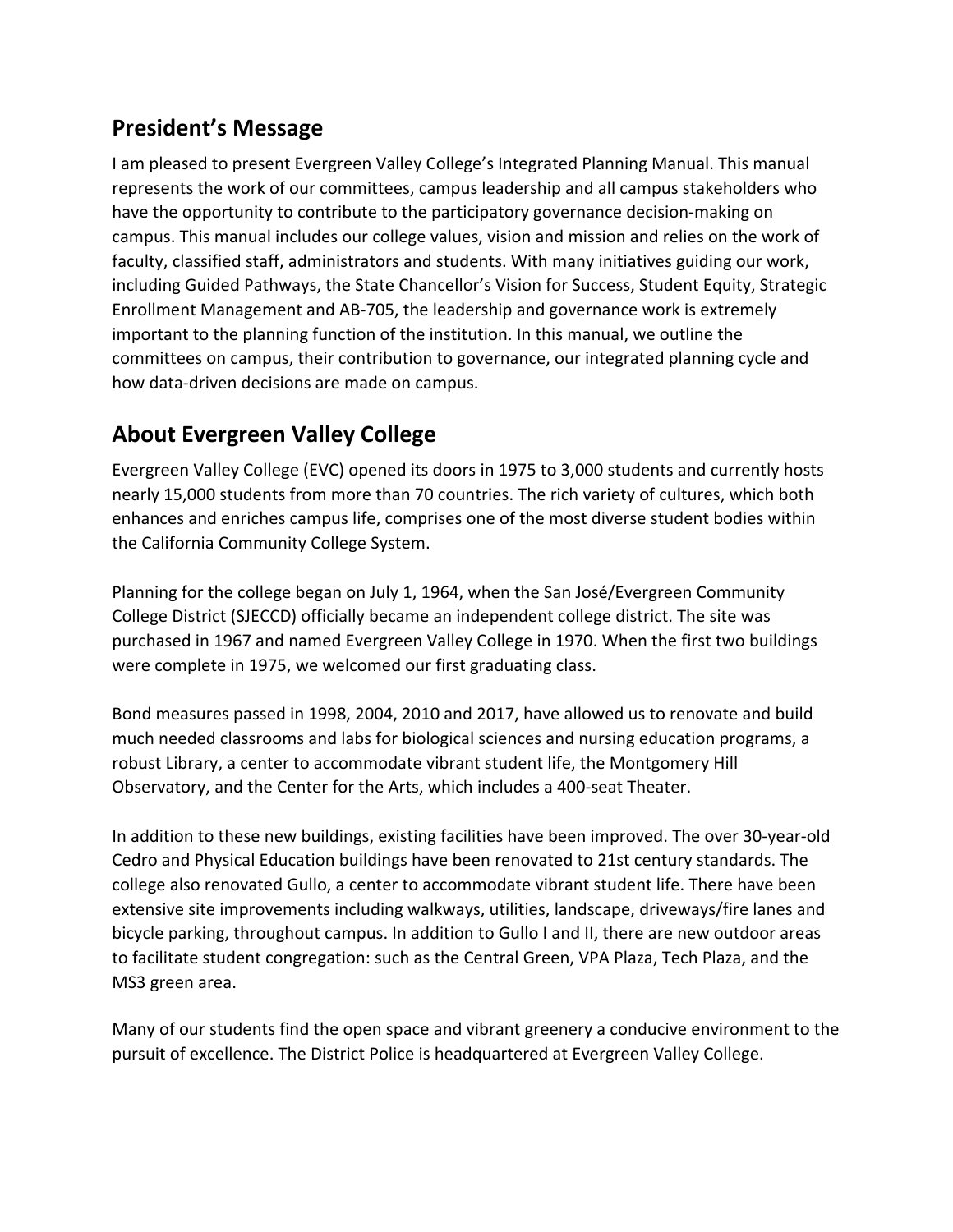## President's Message

I am pleased to present Evergreen Valley College's Integrated Planning Manual. This manual represents the work of our committees, campus leadership and all campus stakeholders who have the opportunity to contribute to the participatory governance decision-making on campus. This manual includes our college values, vision and mission and relies on the work of faculty, classified staff, administrators and students. With many initiatives guiding our work, including Guided Pathways, the State Chancellor's Vision for Success, Student Equity, Strategic Enrollment Management and AB-705, the leadership and governance work is extremely important to the planning function of the institution. In this manual, we outline the committees on campus, their contribution to governance, our integrated planning cycle and how data-driven decisions are made on campus.

## About Evergreen Valley College

Evergreen Valley College (EVC) opened its doors in 1975 to 3,000 students and currently hosts nearly 15,000 students from more than 70 countries. The rich variety of cultures, which both enhances and enriches campus life, comprises one of the most diverse student bodies within the California Community College System.

Planning for the college began on July 1, 1964, when the San José/Evergreen Community College District (SJECCD) officially became an independent college district. The site was purchased in 1967 and named Evergreen Valley College in 1970. When the first two buildings were complete in 1975, we welcomed our first graduating class.

Bond measures passed in 1998, 2004, 2010 and 2017, have allowed us to renovate and build much needed classrooms and labs for biological sciences and nursing education programs, a robust Library, a center to accommodate vibrant student life, the Montgomery Hill Observatory, and the Center for the Arts, which includes a 400-seat Theater.

In addition to these new buildings, existing facilities have been improved. The over 30-year-old Cedro and Physical Education buildings have been renovated to 21st century standards. The college also renovated Gullo, a center to accommodate vibrant student life. There have been extensive site improvements including walkways, utilities, landscape, driveways/fire lanes and bicycle parking, throughout campus. In addition to Gullo I and II, there are new outdoor areas to facilitate student congregation: such as the Central Green, VPA Plaza, Tech Plaza, and the MS3 green area.

Many of our students find the open space and vibrant greenery a conducive environment to the pursuit of excellence. The District Police is headquartered at Evergreen Valley College.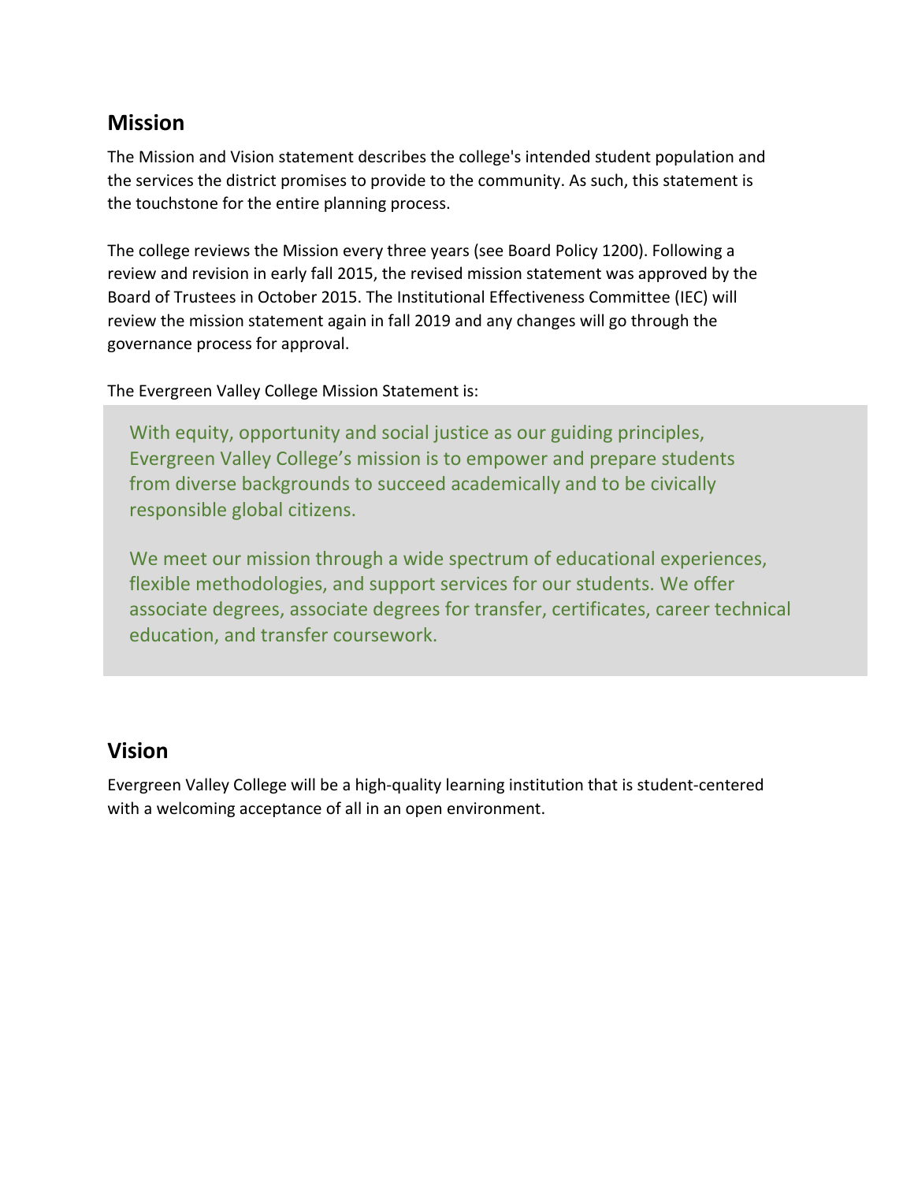## Mission

The Mission and Vision statement describes the college's intended student population and the services the district promises to provide to the community. As such, this statement is the touchstone for the entire planning process.

The college reviews the Mission every three years (see Board Policy 1200). Following a review and revision in early fall 2015, the revised mission statement was approved by the Board of Trustees in October 2015. The Institutional Effectiveness Committee (IEC) will review the mission statement again in fall 2019 and any changes will go through the governance process for approval.

The Evergreen Valley College Mission Statement is:

> With equity, opportunity and social justice as our guiding principles, Evergreen Valley College's mission is to empower and prepare students from diverse backgrounds to succeed academically and to be civically responsible global citizens.
>
> We meet our mission through a wide spectrum of educational experiences, flexible methodologies, and support services for our students. We offer associate degrees, associate degrees for transfer, certificates, career technical education, and transfer coursework.

## Vision

Evergreen Valley College will be a high-quality learning institution that is student-centered with a welcoming acceptance of all in an open environment.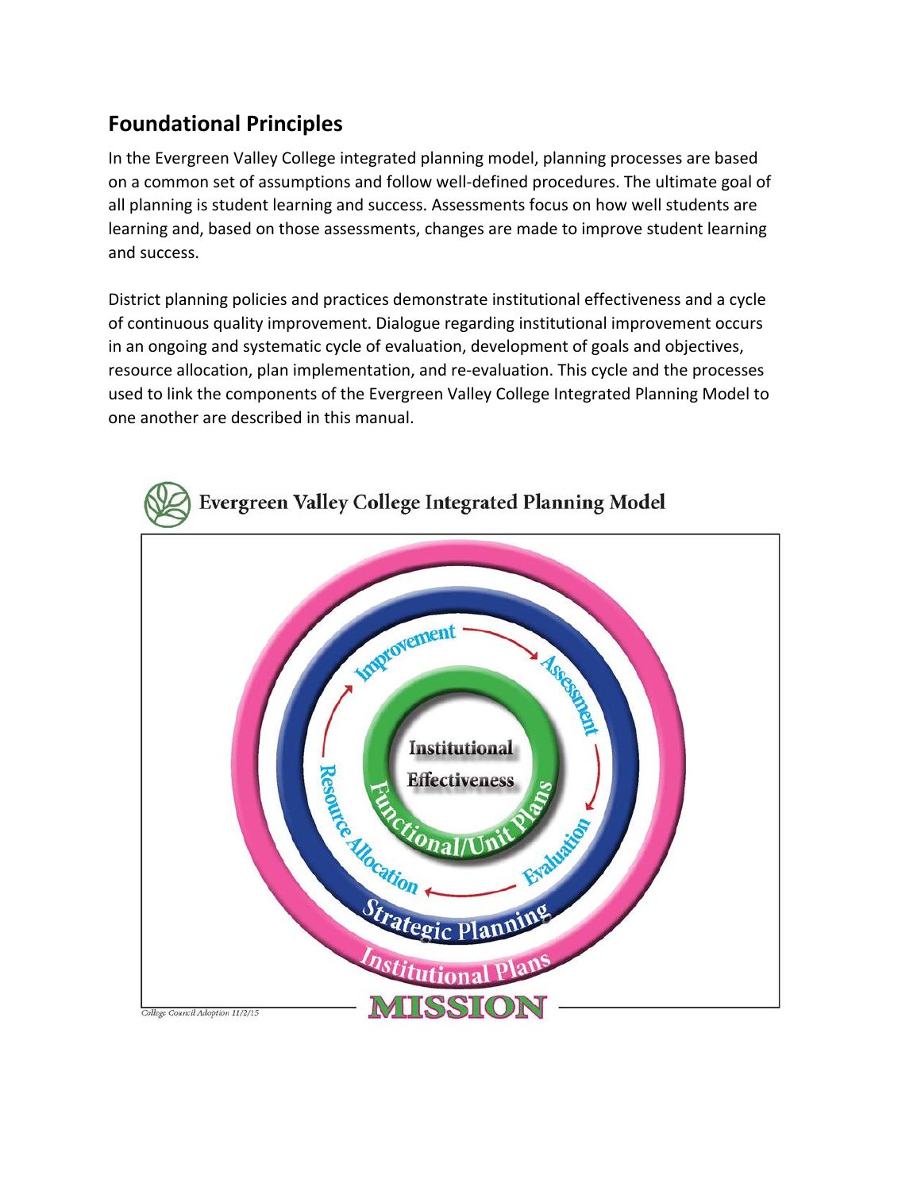## Foundational Principles

In the Evergreen Valley College integrated planning model, planning processes are based on a common set of assumptions and follow well-defined procedures. The ultimate goal of all planning is student learning and success. Assessments focus on how well students are learning and, based on those assessments, changes are made to improve student learning and success.

District planning policies and practices demonstrate institutional effectiveness and a cycle of continuous quality improvement. Dialogue regarding institutional improvement occurs in an ongoing and systematic cycle of evaluation, development of goals and objectives, resource allocation, plan implementation, and re-evaluation. This cycle and the processes used to link the components of the Evergreen Valley College Integrated Planning Model to one another are described in this manual.

**Evergreen Valley College Integrated Planning Model**

Improvement → Assessment → Evaluation → Resource Allocation → Improvement

Institutional Effectiveness

Functional/Unit Plans

Strategic Planning

Institutional Plans

MISSION

*College Council Adoption 11/2/15*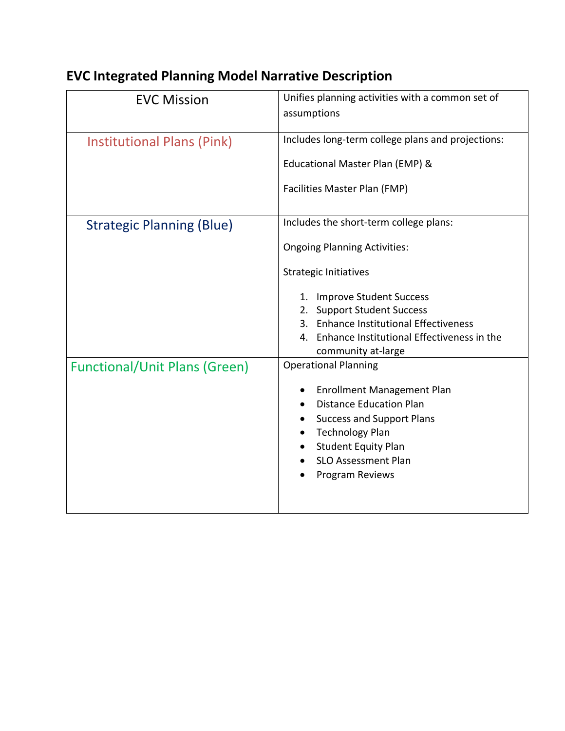## EVC Integrated Planning Model Narrative Description

| EVC Mission | Unifies planning activities with a common set of assumptions |
|---|---|
| Institutional Plans (Pink) | Includes long-term college plans and projections:<br><br>Educational Master Plan (EMP) &<br><br>Facilities Master Plan (FMP) |
| Strategic Planning (Blue) | Includes the short-term college plans:<br><br>Ongoing Planning Activities:<br><br>Strategic Initiatives<br><br>1. Improve Student Success<br>2. Support Student Success<br>3. Enhance Institutional Effectiveness<br>4. Enhance Institutional Effectiveness in the community at-large |
| Functional/Unit Plans (Green) | Operational Planning<br><br>• Enrollment Management Plan<br>• Distance Education Plan<br>• Success and Support Plans<br>• Technology Plan<br>• Student Equity Plan<br>• SLO Assessment Plan<br>• Program Reviews |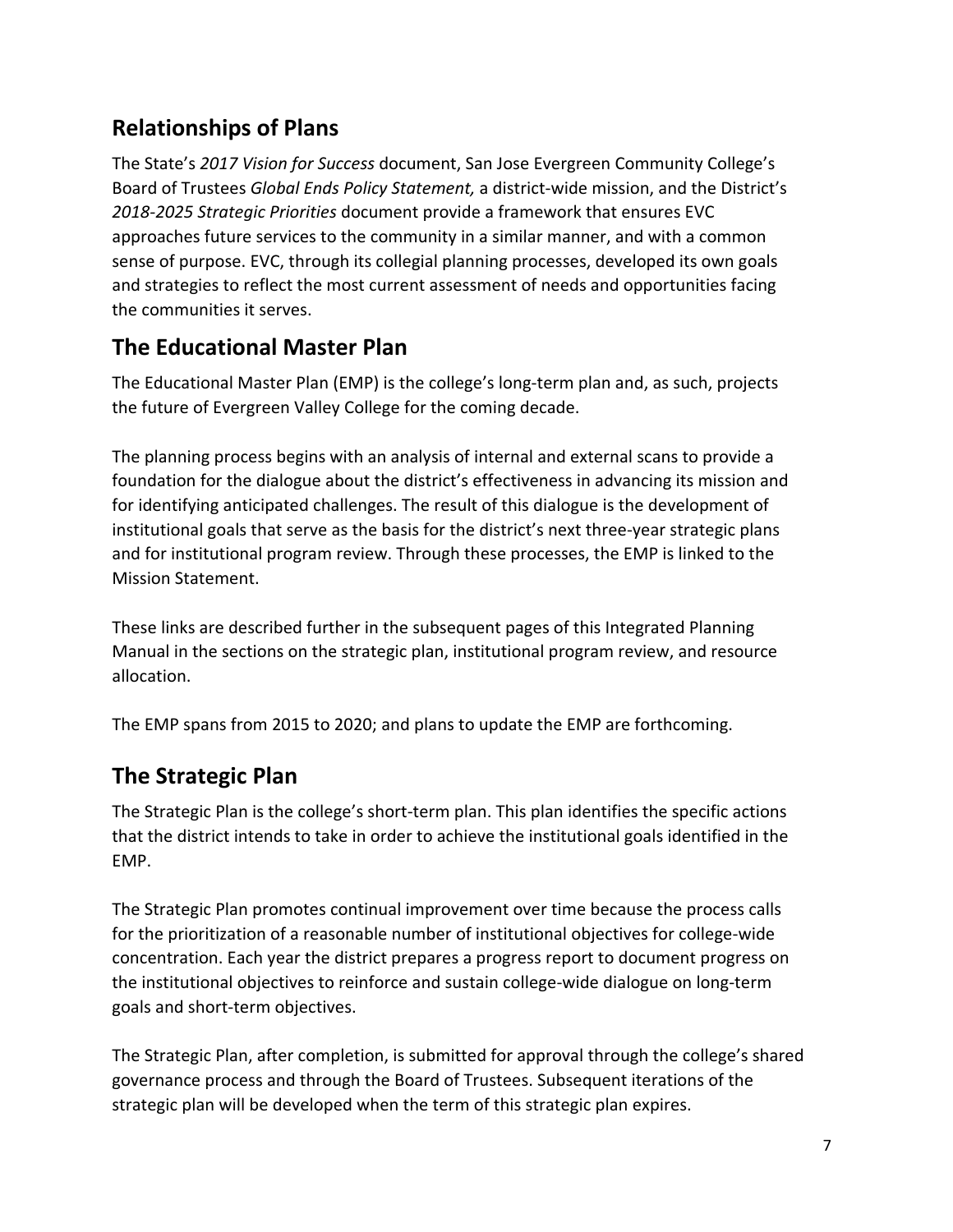## Relationships of Plans

The State's *2017 Vision for Success* document, San Jose Evergreen Community College's Board of Trustees *Global Ends Policy Statement,* a district-wide mission, and the District's *2018-2025 Strategic Priorities* document provide a framework that ensures EVC approaches future services to the community in a similar manner, and with a common sense of purpose. EVC, through its collegial planning processes, developed its own goals and strategies to reflect the most current assessment of needs and opportunities facing the communities it serves.

## The Educational Master Plan

The Educational Master Plan (EMP) is the college's long-term plan and, as such, projects the future of Evergreen Valley College for the coming decade.

The planning process begins with an analysis of internal and external scans to provide a foundation for the dialogue about the district's effectiveness in advancing its mission and for identifying anticipated challenges. The result of this dialogue is the development of institutional goals that serve as the basis for the district's next three-year strategic plans and for institutional program review. Through these processes, the EMP is linked to the Mission Statement.

These links are described further in the subsequent pages of this Integrated Planning Manual in the sections on the strategic plan, institutional program review, and resource allocation.

The EMP spans from 2015 to 2020; and plans to update the EMP are forthcoming.

## The Strategic Plan

The Strategic Plan is the college's short-term plan. This plan identifies the specific actions that the district intends to take in order to achieve the institutional goals identified in the EMP.

The Strategic Plan promotes continual improvement over time because the process calls for the prioritization of a reasonable number of institutional objectives for college-wide concentration. Each year the district prepares a progress report to document progress on the institutional objectives to reinforce and sustain college-wide dialogue on long-term goals and short-term objectives.

The Strategic Plan, after completion, is submitted for approval through the college's shared governance process and through the Board of Trustees. Subsequent iterations of the strategic plan will be developed when the term of this strategic plan expires.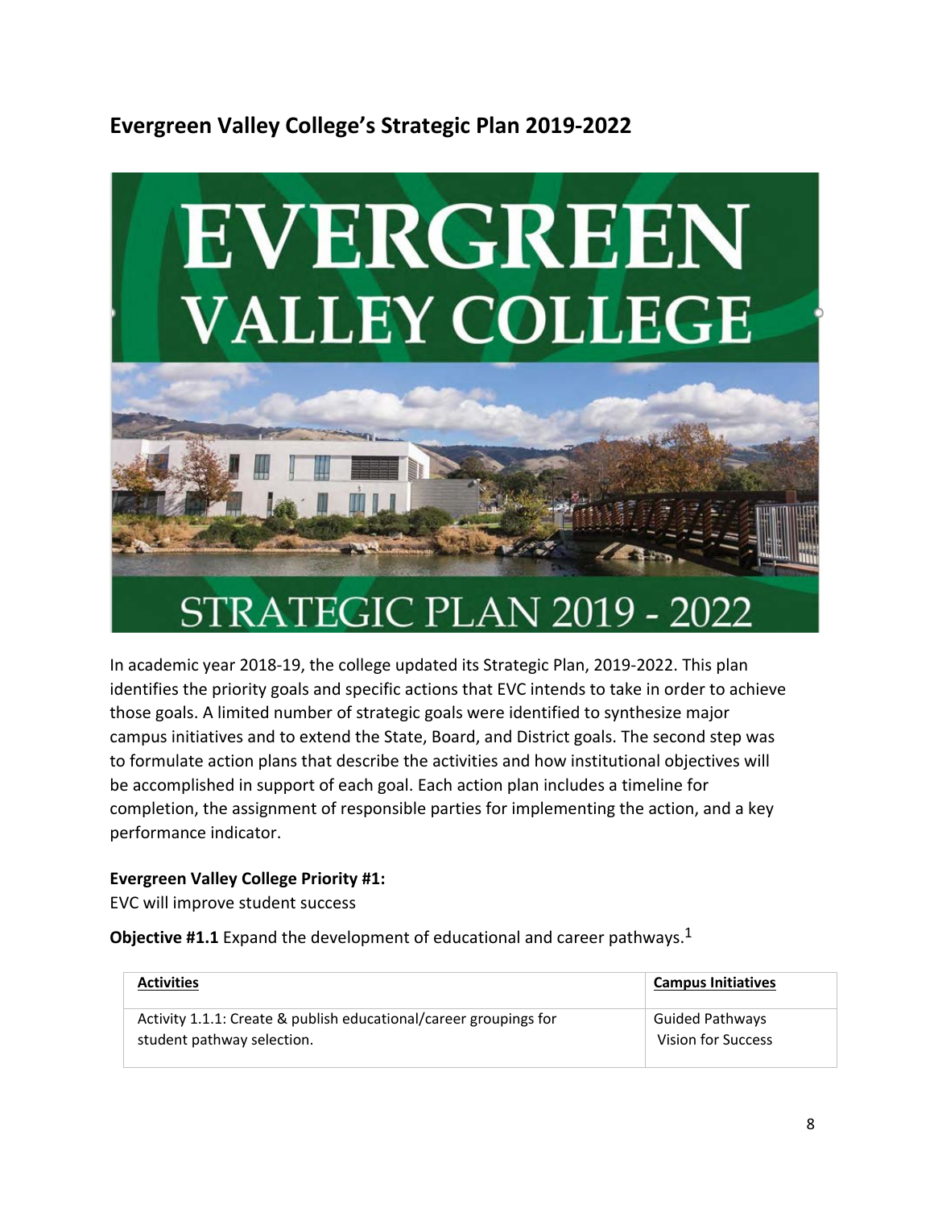## Evergreen Valley College's Strategic Plan 2019-2022

In academic year 2018-19, the college updated its Strategic Plan, 2019-2022. This plan identifies the priority goals and specific actions that EVC intends to take in order to achieve those goals. A limited number of strategic goals were identified to synthesize major campus initiatives and to extend the State, Board, and District goals. The second step was to formulate action plans that describe the activities and how institutional objectives will be accomplished in support of each goal. Each action plan includes a timeline for completion, the assignment of responsible parties for implementing the action, and a key performance indicator.

**Evergreen Valley College Priority #1:**
EVC will improve student success

**Objective #1.1** Expand the development of educational and career pathways.[1]

| Activities | Campus Initiatives |
|---|---|
| Activity 1.1.1: Create & publish educational/career groupings for student pathway selection. | Guided Pathways<br>Vision for Success |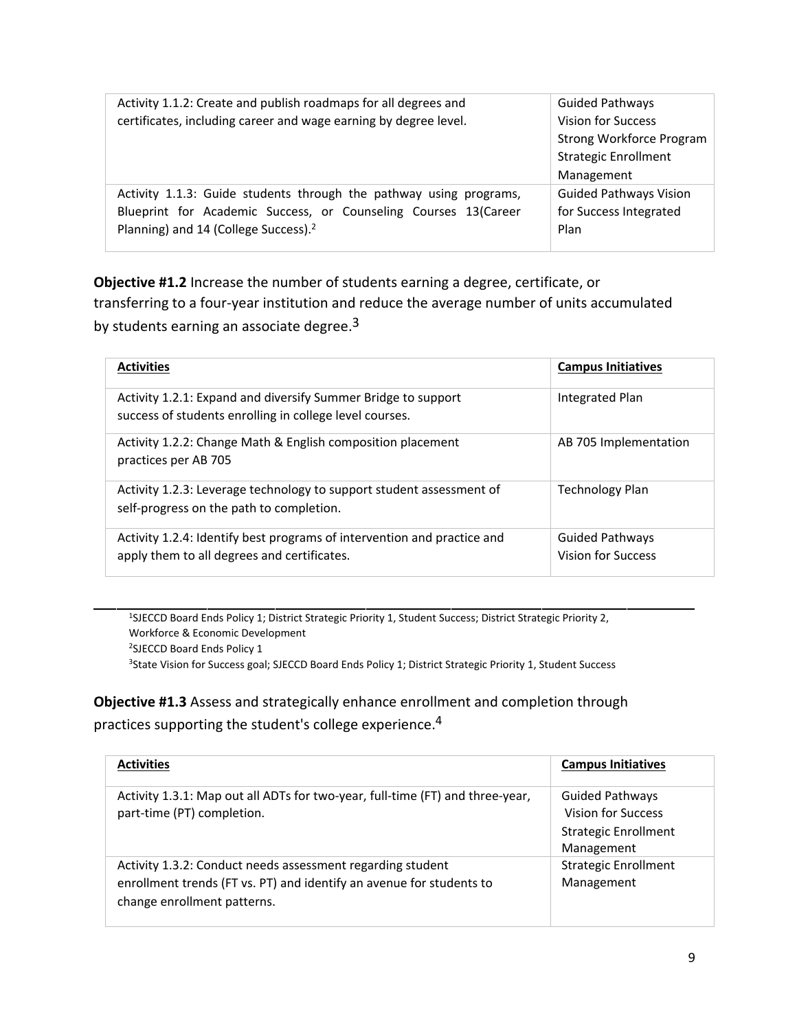| Activity 1.1.2: Create and publish roadmaps for all degrees and certificates, including career and wage earning by degree level. | Guided Pathways<br>Vision for Success<br>Strong Workforce Program<br>Strategic Enrollment Management |
| --- | --- |
| Activity 1.1.3: Guide students through the pathway using programs, Blueprint for Academic Success, or Counseling Courses 13(Career Planning) and 14 (College Success).[2] | Guided Pathways Vision for Success Integrated Plan |

**Objective #1.2** Increase the number of students earning a degree, certificate, or transferring to a four-year institution and reduce the average number of units accumulated by students earning an associate degree.[3]

| Activities | Campus Initiatives |
| --- | --- |
| Activity 1.2.1: Expand and diversify Summer Bridge to support success of students enrolling in college level courses. | Integrated Plan |
| Activity 1.2.2: Change Math & English composition placement practices per AB 705 | AB 705 Implementation |
| Activity 1.2.3: Leverage technology to support student assessment of self-progress on the path to completion. | Technology Plan |
| Activity 1.2.4: Identify best programs of intervention and practice and apply them to all degrees and certificates. | Guided Pathways<br>Vision for Success |

[1]SJECCD Board Ends Policy 1; District Strategic Priority 1, Student Success; District Strategic Priority 2, Workforce & Economic Development

[2]SJECCD Board Ends Policy 1

[3]State Vision for Success goal; SJECCD Board Ends Policy 1; District Strategic Priority 1, Student Success

**Objective #1.3** Assess and strategically enhance enrollment and completion through practices supporting the student's college experience.[4]

| Activities | Campus Initiatives |
| --- | --- |
| Activity 1.3.1: Map out all ADTs for two-year, full-time (FT) and three-year, part-time (PT) completion. | Guided Pathways<br>Vision for Success<br>Strategic Enrollment Management |
| Activity 1.3.2: Conduct needs assessment regarding student enrollment trends (FT vs. PT) and identify an avenue for students to change enrollment patterns. | Strategic Enrollment Management |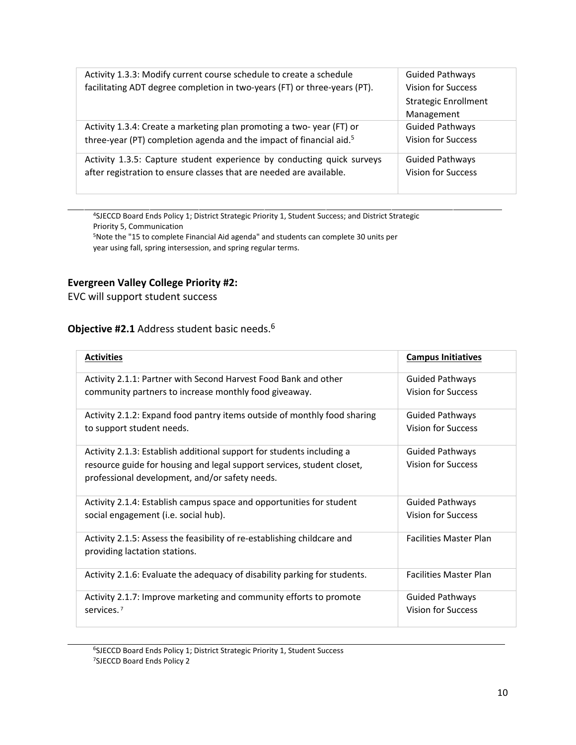| Activity | Campus Initiatives |
| --- | --- |
| Activity 1.3.3: Modify current course schedule to create a schedule facilitating ADT degree completion in two-years (FT) or three-years (PT). | Guided Pathways<br>Vision for Success<br>Strategic Enrollment Management |
| Activity 1.3.4: Create a marketing plan promoting a two- year (FT) or three-year (PT) completion agenda and the impact of financial aid.[5] | Guided Pathways<br>Vision for Success |
| Activity 1.3.5: Capture student experience by conducting quick surveys after registration to ensure classes that are needed are available. | Guided Pathways<br>Vision for Success |

[4]SJECCD Board Ends Policy 1; District Strategic Priority 1, Student Success; and District Strategic Priority 5, Communication

[5]Note the "15 to complete Financial Aid agenda" and students can complete 30 units per year using fall, spring intersession, and spring regular terms.

### Evergreen Valley College Priority #2:

EVC will support student success

### **Objective #2.1** Address student basic needs.[6]

| **Activities** | **Campus Initiatives** |
| --- | --- |
| Activity 2.1.1: Partner with Second Harvest Food Bank and other community partners to increase monthly food giveaway. | Guided Pathways<br>Vision for Success |
| Activity 2.1.2: Expand food pantry items outside of monthly food sharing to support student needs. | Guided Pathways<br>Vision for Success |
| Activity 2.1.3: Establish additional support for students including a resource guide for housing and legal support services, student closet, professional development, and/or safety needs. | Guided Pathways<br>Vision for Success |
| Activity 2.1.4: Establish campus space and opportunities for student social engagement (i.e. social hub). | Guided Pathways<br>Vision for Success |
| Activity 2.1.5: Assess the feasibility of re-establishing childcare and providing lactation stations. | Facilities Master Plan |
| Activity 2.1.6: Evaluate the adequacy of disability parking for students. | Facilities Master Plan |
| Activity 2.1.7: Improve marketing and community efforts to promote services.[7] | Guided Pathways<br>Vision for Success |

[6]SJECCD Board Ends Policy 1; District Strategic Priority 1, Student Success

[7]SJECCD Board Ends Policy 2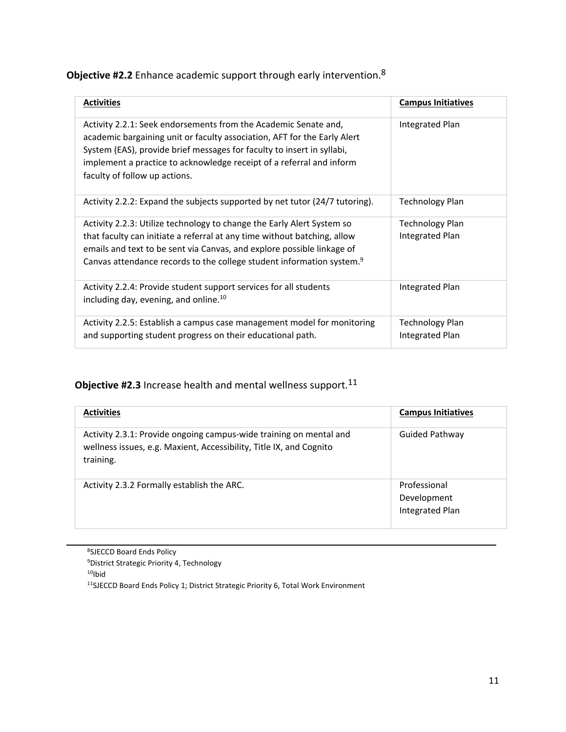**Objective #2.2** Enhance academic support through early intervention.[8]

| Activities | Campus Initiatives |
|---|---|
| Activity 2.2.1: Seek endorsements from the Academic Senate and, academic bargaining unit or faculty association, AFT for the Early Alert System (EAS), provide brief messages for faculty to insert in syllabi, implement a practice to acknowledge receipt of a referral and inform faculty of follow up actions. | Integrated Plan |
| Activity 2.2.2: Expand the subjects supported by net tutor (24/7 tutoring). | Technology Plan |
| Activity 2.2.3: Utilize technology to change the Early Alert System so that faculty can initiate a referral at any time without batching, allow emails and text to be sent via Canvas, and explore possible linkage of Canvas attendance records to the college student information system.[9] | Technology Plan<br>Integrated Plan |
| Activity 2.2.4: Provide student support services for all students including day, evening, and online.[10] | Integrated Plan |
| Activity 2.2.5: Establish a campus case management model for monitoring and supporting student progress on their educational path. | Technology Plan<br>Integrated Plan |

**Objective #2.3** Increase health and mental wellness support.[11]

| Activities | Campus Initiatives |
|---|---|
| Activity 2.3.1: Provide ongoing campus-wide training on mental and wellness issues, e.g. Maxient, Accessibility, Title IX, and Cognito training. | Guided Pathway |
| Activity 2.3.2 Formally establish the ARC. | Professional Development<br>Integrated Plan |

[8] SJECCD Board Ends Policy
[9] District Strategic Priority 4, Technology
[10] Ibid
[11] SJECCD Board Ends Policy 1; District Strategic Priority 6, Total Work Environment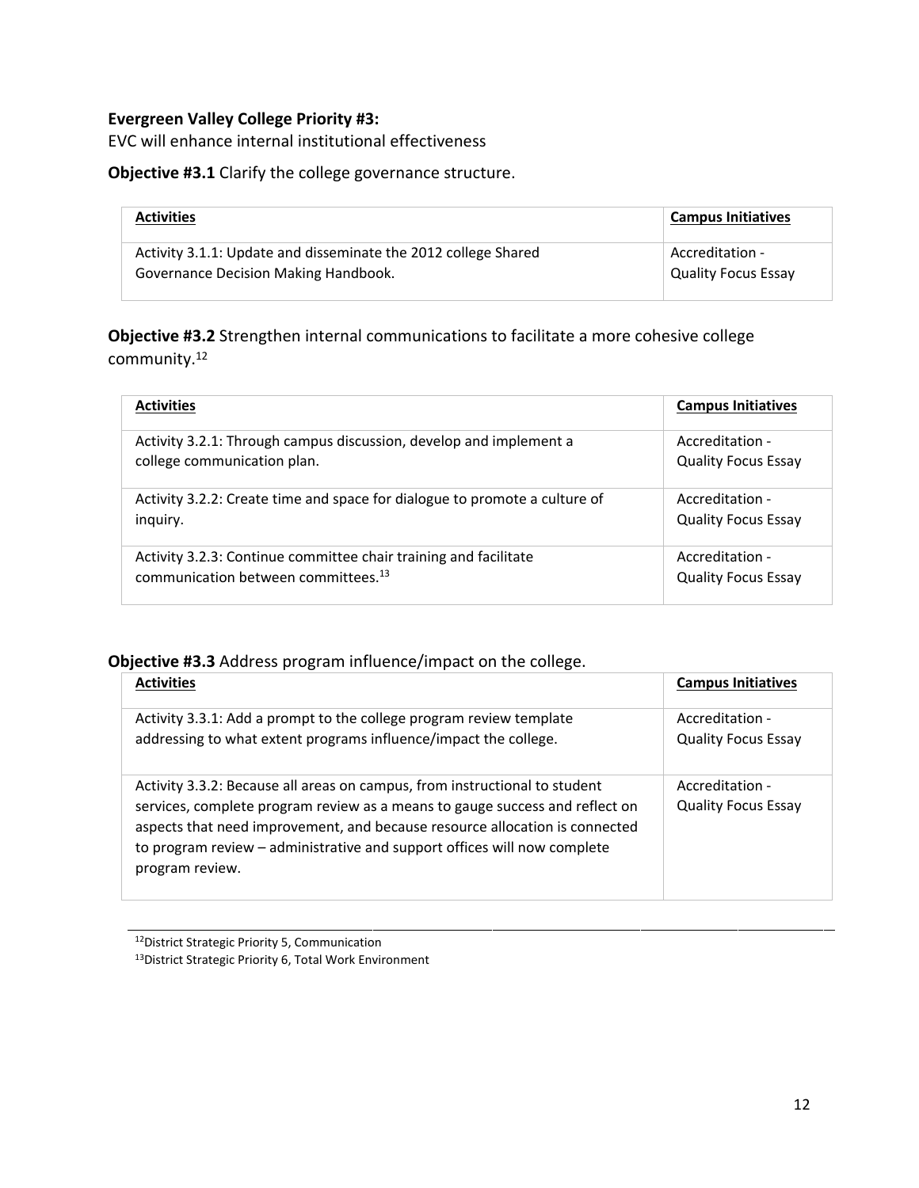**Evergreen Valley College Priority #3:**
EVC will enhance internal institutional effectiveness

**Objective #3.1** Clarify the college governance structure.

| Activities | Campus Initiatives |
|---|---|
| Activity 3.1.1: Update and disseminate the 2012 college Shared Governance Decision Making Handbook. | Accreditation - Quality Focus Essay |

**Objective #3.2** Strengthen internal communications to facilitate a more cohesive college community.[12]

| Activities | Campus Initiatives |
|---|---|
| Activity 3.2.1: Through campus discussion, develop and implement a college communication plan. | Accreditation - Quality Focus Essay |
| Activity 3.2.2: Create time and space for dialogue to promote a culture of inquiry. | Accreditation - Quality Focus Essay |
| Activity 3.2.3: Continue committee chair training and facilitate communication between committees.[13] | Accreditation - Quality Focus Essay |

**Objective #3.3** Address program influence/impact on the college.

| Activities | Campus Initiatives |
|---|---|
| Activity 3.3.1: Add a prompt to the college program review template addressing to what extent programs influence/impact the college. | Accreditation - Quality Focus Essay |
| Activity 3.3.2: Because all areas on campus, from instructional to student services, complete program review as a means to gauge success and reflect on aspects that need improvement, and because resource allocation is connected to program review – administrative and support offices will now complete program review. | Accreditation - Quality Focus Essay |

[12]District Strategic Priority 5, Communication
[13]District Strategic Priority 6, Total Work Environment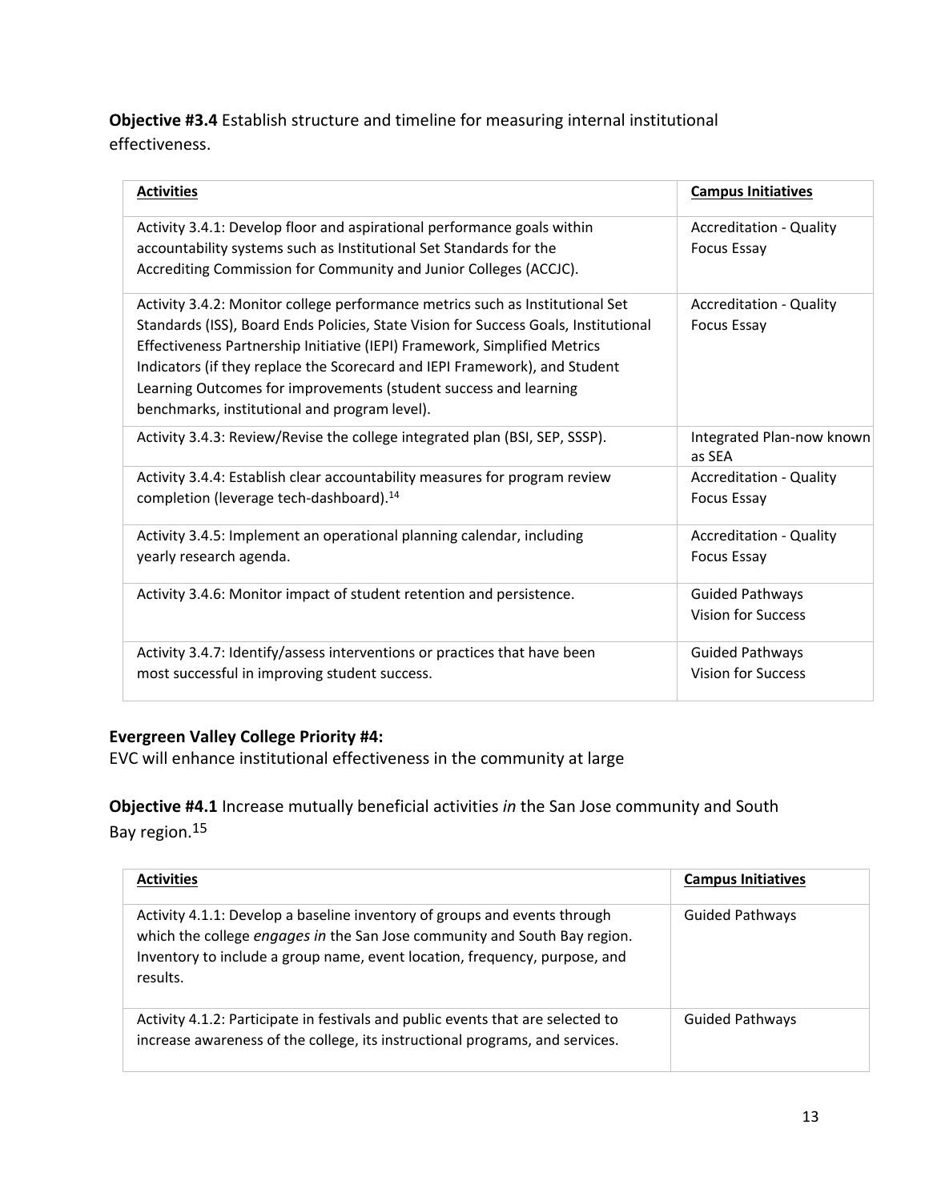**Objective #3.4** Establish structure and timeline for measuring internal institutional effectiveness.

| Activities | Campus Initiatives |
| --- | --- |
| Activity 3.4.1: Develop floor and aspirational performance goals within accountability systems such as Institutional Set Standards for the Accrediting Commission for Community and Junior Colleges (ACCJC). | Accreditation - Quality Focus Essay |
| Activity 3.4.2: Monitor college performance metrics such as Institutional Set Standards (ISS), Board Ends Policies, State Vision for Success Goals, Institutional Effectiveness Partnership Initiative (IEPI) Framework, Simplified Metrics Indicators (if they replace the Scorecard and IEPI Framework), and Student Learning Outcomes for improvements (student success and learning benchmarks, institutional and program level). | Accreditation - Quality Focus Essay |
| Activity 3.4.3: Review/Revise the college integrated plan (BSI, SEP, SSSP). | Integrated Plan-now known as SEA |
| Activity 3.4.4: Establish clear accountability measures for program review completion (leverage tech-dashboard).[14] | Accreditation - Quality Focus Essay |
| Activity 3.4.5: Implement an operational planning calendar, including yearly research agenda. | Accreditation - Quality Focus Essay |
| Activity 3.4.6: Monitor impact of student retention and persistence. | Guided Pathways Vision for Success |
| Activity 3.4.7: Identify/assess interventions or practices that have been most successful in improving student success. | Guided Pathways Vision for Success |

**Evergreen Valley College Priority #4:**
EVC will enhance institutional effectiveness in the community at large

**Objective #4.1** Increase mutually beneficial activities *in* the San Jose community and South Bay region.[15]

| Activities | Campus Initiatives |
| --- | --- |
| Activity 4.1.1: Develop a baseline inventory of groups and events through which the college *engages in* the San Jose community and South Bay region. Inventory to include a group name, event location, frequency, purpose, and results. | Guided Pathways |
| Activity 4.1.2: Participate in festivals and public events that are selected to increase awareness of the college, its instructional programs, and services. | Guided Pathways |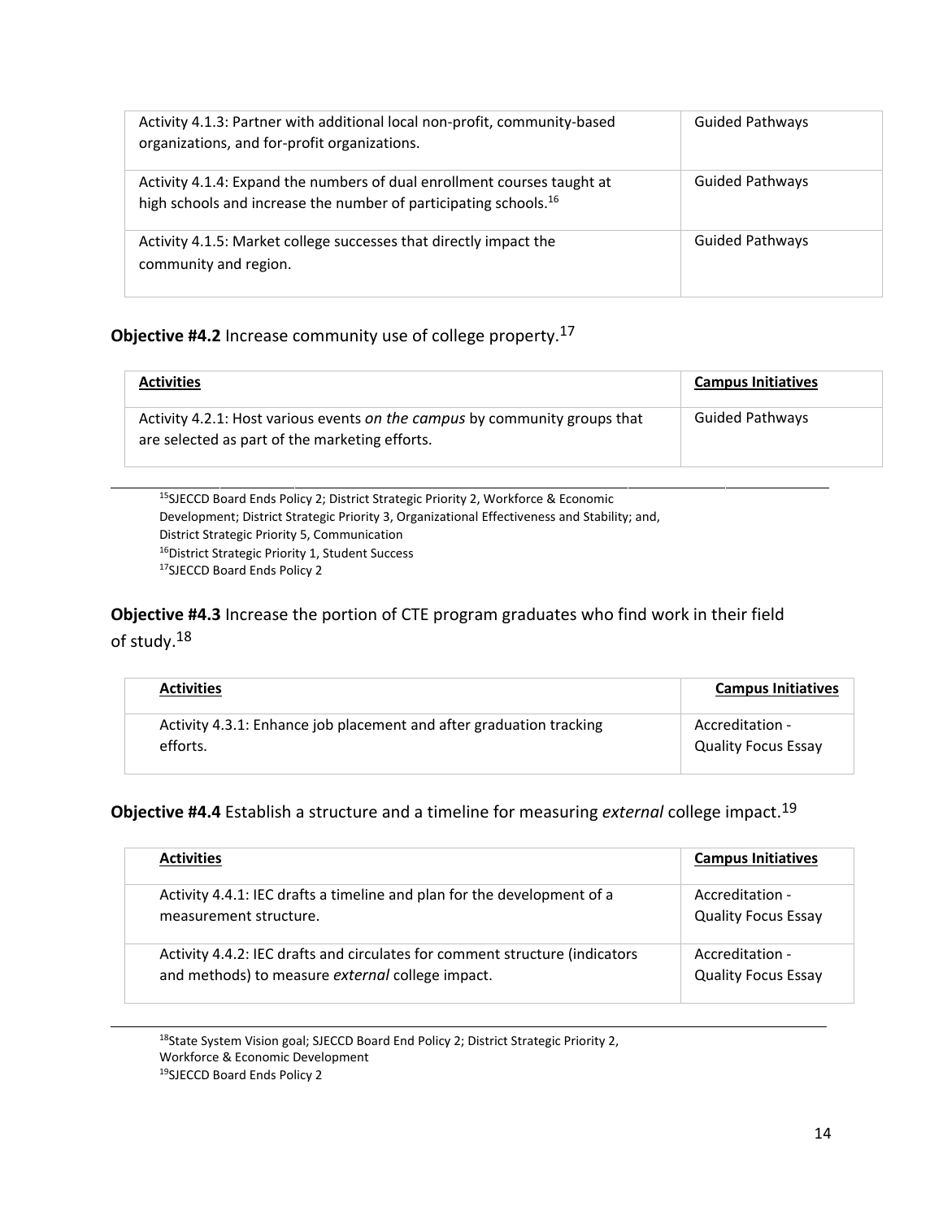| | |
|---|---|
| Activity 4.1.3: Partner with additional local non-profit, community-based organizations, and for-profit organizations. | Guided Pathways |
| Activity 4.1.4: Expand the numbers of dual enrollment courses taught at high schools and increase the number of participating schools.[16] | Guided Pathways |
| Activity 4.1.5: Market college successes that directly impact the community and region. | Guided Pathways |

**Objective #4.2** Increase community use of college property.[17]

| Activities | Campus Initiatives |
|---|---|
| Activity 4.2.1: Host various events *on the campus* by community groups that are selected as part of the marketing efforts. | Guided Pathways |

[15]SJECCD Board Ends Policy 2; District Strategic Priority 2, Workforce & Economic Development; District Strategic Priority 3, Organizational Effectiveness and Stability; and, District Strategic Priority 5, Communication

[16]District Strategic Priority 1, Student Success

[17]SJECCD Board Ends Policy 2

**Objective #4.3** Increase the portion of CTE program graduates who find work in their field of study.[18]

| Activities | Campus Initiatives |
|---|---|
| Activity 4.3.1: Enhance job placement and after graduation tracking efforts. | Accreditation - Quality Focus Essay |

**Objective #4.4** Establish a structure and a timeline for measuring *external* college impact.[19]

| Activities | Campus Initiatives |
|---|---|
| Activity 4.4.1: IEC drafts a timeline and plan for the development of a measurement structure. | Accreditation - Quality Focus Essay |
| Activity 4.4.2: IEC drafts and circulates for comment structure (indicators and methods) to measure *external* college impact. | Accreditation - Quality Focus Essay |

[18]State System Vision goal; SJECCD Board End Policy 2; District Strategic Priority 2, Workforce & Economic Development

[19]SJECCD Board Ends Policy 2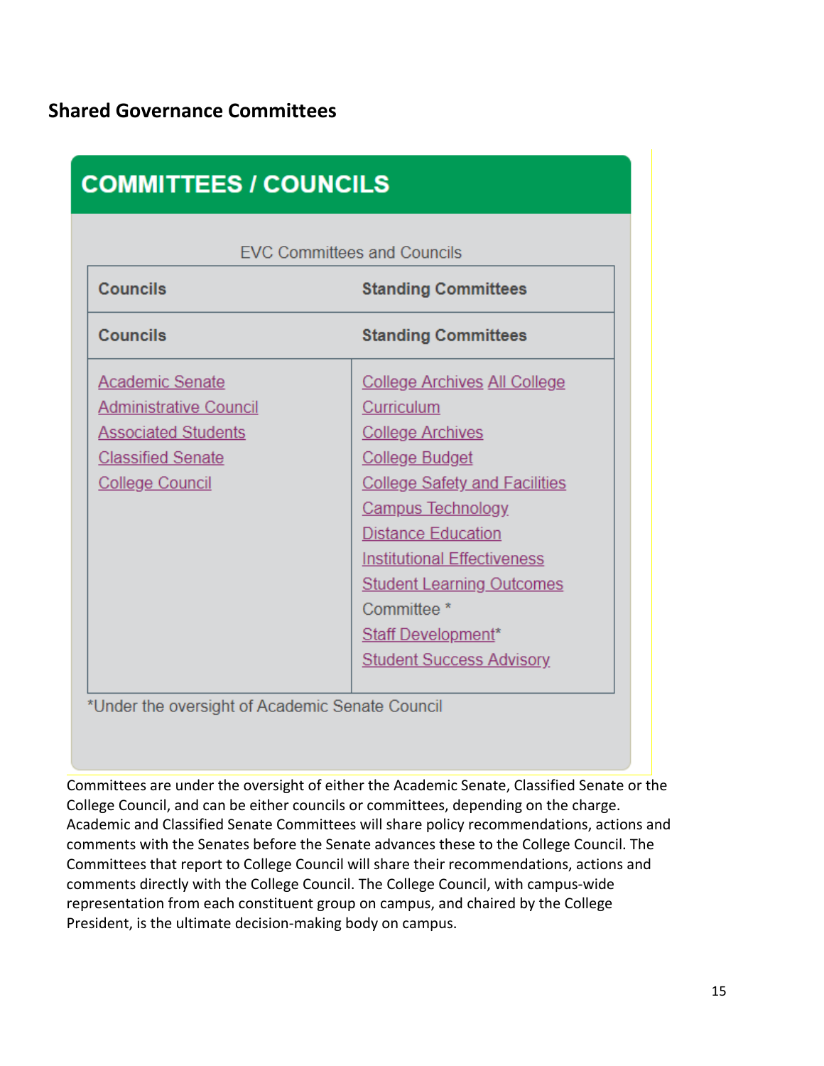## Shared Governance Committees

### COMMITTEES / COUNCILS

EVC Committees and Councils

| Councils | Standing Committees |
|---|---|
| Councils | Standing Committees |
| Academic Senate<br>Administrative Council<br>Associated Students<br>Classified Senate<br>College Council | College Archives All College<br>Curriculum<br>College Archives<br>College Budget<br>College Safety and Facilities<br>Campus Technology<br>Distance Education<br>Institutional Effectiveness<br>Student Learning Outcomes<br>Committee *<br>Staff Development*<br>Student Success Advisory |

*Under the oversight of Academic Senate Council

Committees are under the oversight of either the Academic Senate, Classified Senate or the College Council, and can be either councils or committees, depending on the charge. Academic and Classified Senate Committees will share policy recommendations, actions and comments with the Senates before the Senate advances these to the College Council. The Committees that report to College Council will share their recommendations, actions and comments directly with the College Council. The College Council, with campus-wide representation from each constituent group on campus, and chaired by the College President, is the ultimate decision-making body on campus.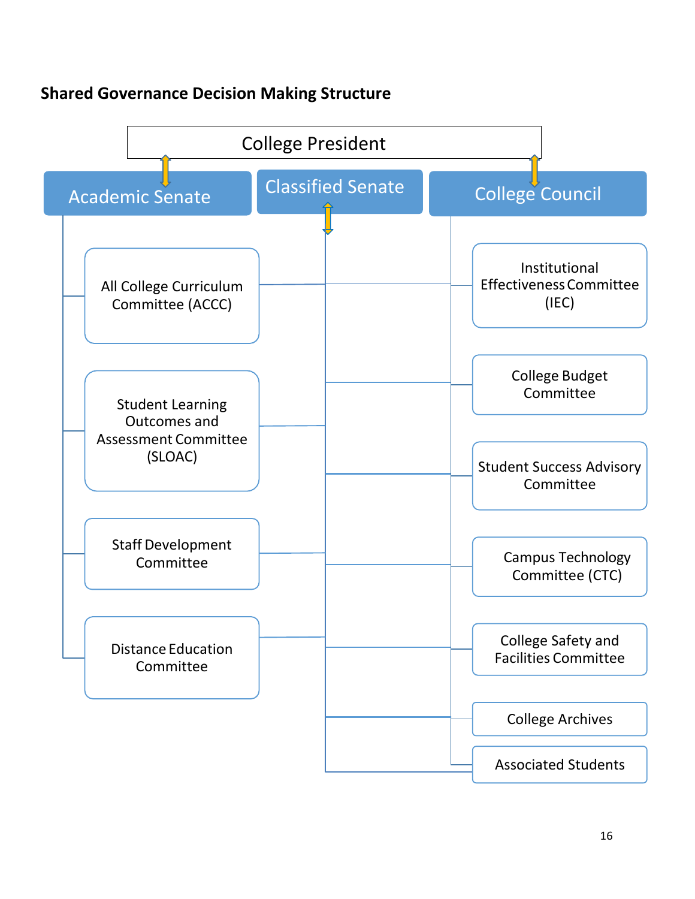**Shared Governance Decision Making Structure**

College President

- **Academic Senate**
  - All College Curriculum Committee (ACCC)
  - Student Learning Outcomes and Assessment Committee (SLOAC)
  - Staff Development Committee
  - Distance Education Committee
- **Classified Senate**
- **College Council**
  - Institutional Effectiveness Committee (IEC)
  - College Budget Committee
  - Student Success Advisory Committee
  - Campus Technology Committee (CTC)
  - College Safety and Facilities Committee
  - College Archives
  - Associated Students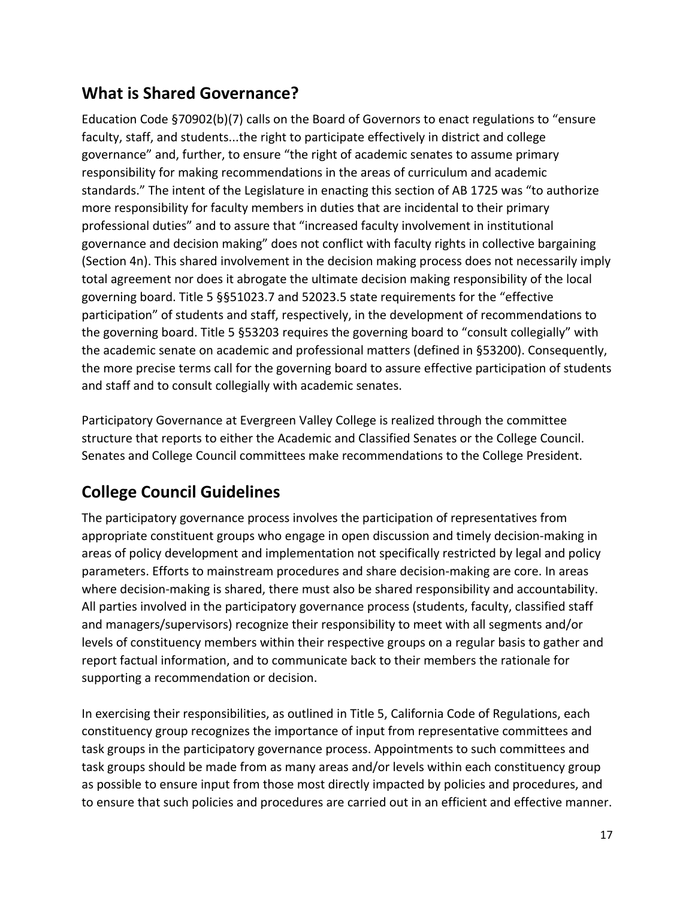## What is Shared Governance?

Education Code §70902(b)(7) calls on the Board of Governors to enact regulations to "ensure faculty, staff, and students...the right to participate effectively in district and college governance" and, further, to ensure "the right of academic senates to assume primary responsibility for making recommendations in the areas of curriculum and academic standards." The intent of the Legislature in enacting this section of AB 1725 was "to authorize more responsibility for faculty members in duties that are incidental to their primary professional duties" and to assure that "increased faculty involvement in institutional governance and decision making" does not conflict with faculty rights in collective bargaining (Section 4n). This shared involvement in the decision making process does not necessarily imply total agreement nor does it abrogate the ultimate decision making responsibility of the local governing board. Title 5 §§51023.7 and 52023.5 state requirements for the "effective participation" of students and staff, respectively, in the development of recommendations to the governing board. Title 5 §53203 requires the governing board to "consult collegially" with the academic senate on academic and professional matters (defined in §53200). Consequently, the more precise terms call for the governing board to assure effective participation of students and staff and to consult collegially with academic senates.

Participatory Governance at Evergreen Valley College is realized through the committee structure that reports to either the Academic and Classified Senates or the College Council. Senates and College Council committees make recommendations to the College President.

## College Council Guidelines

The participatory governance process involves the participation of representatives from appropriate constituent groups who engage in open discussion and timely decision-making in areas of policy development and implementation not specifically restricted by legal and policy parameters. Efforts to mainstream procedures and share decision-making are core. In areas where decision-making is shared, there must also be shared responsibility and accountability. All parties involved in the participatory governance process (students, faculty, classified staff and managers/supervisors) recognize their responsibility to meet with all segments and/or levels of constituency members within their respective groups on a regular basis to gather and report factual information, and to communicate back to their members the rationale for supporting a recommendation or decision.

In exercising their responsibilities, as outlined in Title 5, California Code of Regulations, each constituency group recognizes the importance of input from representative committees and task groups in the participatory governance process. Appointments to such committees and task groups should be made from as many areas and/or levels within each constituency group as possible to ensure input from those most directly impacted by policies and procedures, and to ensure that such policies and procedures are carried out in an efficient and effective manner.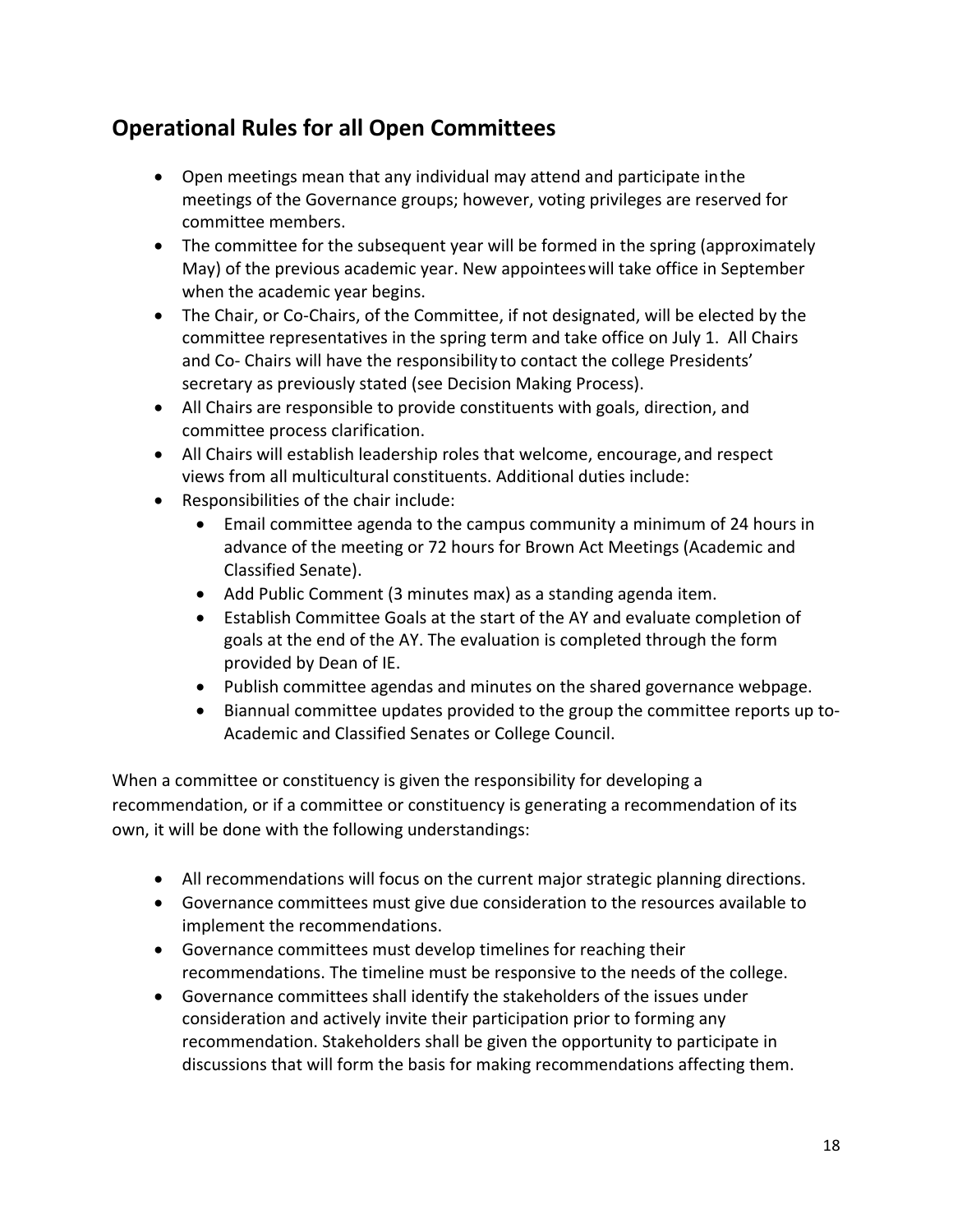## Operational Rules for all Open Committees

- Open meetings mean that any individual may attend and participate in the meetings of the Governance groups; however, voting privileges are reserved for committee members.
- The committee for the subsequent year will be formed in the spring (approximately May) of the previous academic year. New appointees will take office in September when the academic year begins.
- The Chair, or Co-Chairs, of the Committee, if not designated, will be elected by the committee representatives in the spring term and take office on July 1. All Chairs and Co- Chairs will have the responsibility to contact the college Presidents' secretary as previously stated (see Decision Making Process).
- All Chairs are responsible to provide constituents with goals, direction, and committee process clarification.
- All Chairs will establish leadership roles that welcome, encourage, and respect views from all multicultural constituents. Additional duties include:
- Responsibilities of the chair include:
  - Email committee agenda to the campus community a minimum of 24 hours in advance of the meeting or 72 hours for Brown Act Meetings (Academic and Classified Senate).
  - Add Public Comment (3 minutes max) as a standing agenda item.
  - Establish Committee Goals at the start of the AY and evaluate completion of goals at the end of the AY. The evaluation is completed through the form provided by Dean of IE.
  - Publish committee agendas and minutes on the shared governance webpage.
  - Biannual committee updates provided to the group the committee reports up to- Academic and Classified Senates or College Council.

When a committee or constituency is given the responsibility for developing a recommendation, or if a committee or constituency is generating a recommendation of its own, it will be done with the following understandings:

- All recommendations will focus on the current major strategic planning directions.
- Governance committees must give due consideration to the resources available to implement the recommendations.
- Governance committees must develop timelines for reaching their recommendations. The timeline must be responsive to the needs of the college.
- Governance committees shall identify the stakeholders of the issues under consideration and actively invite their participation prior to forming any recommendation. Stakeholders shall be given the opportunity to participate in discussions that will form the basis for making recommendations affecting them.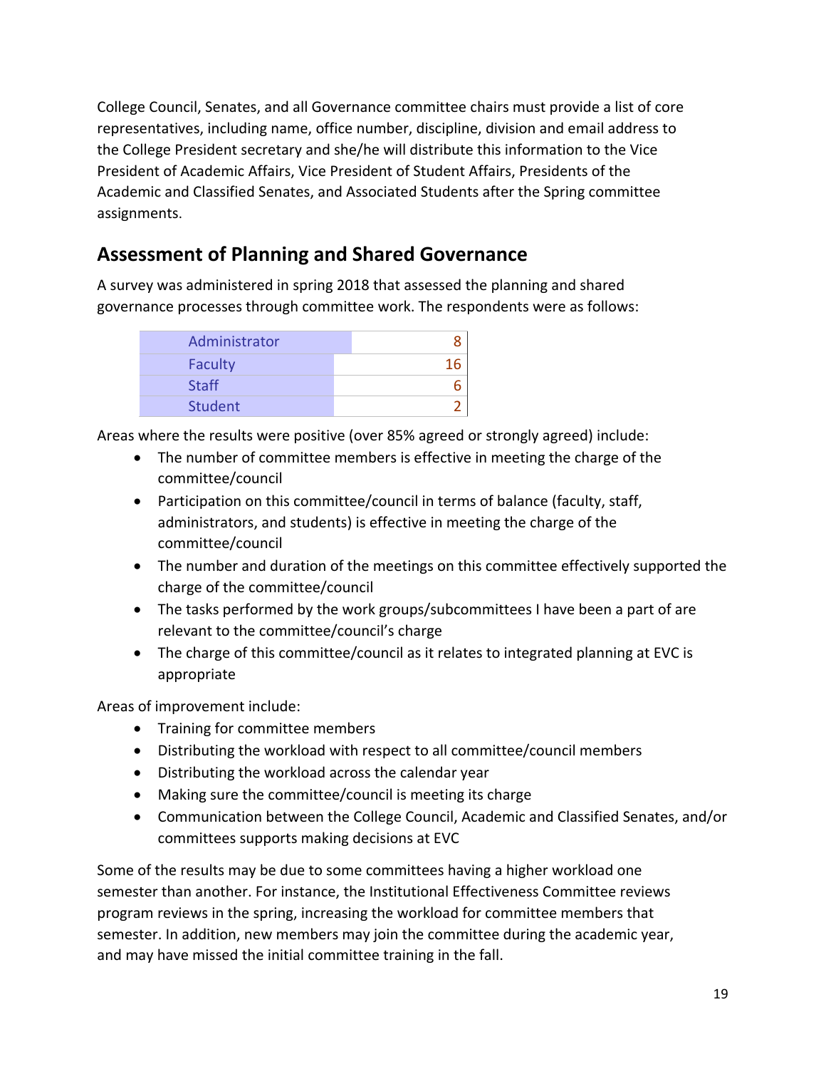College Council, Senates, and all Governance committee chairs must provide a list of core representatives, including name, office number, discipline, division and email address to the College President secretary and she/he will distribute this information to the Vice President of Academic Affairs, Vice President of Student Affairs, Presidents of the Academic and Classified Senates, and Associated Students after the Spring committee assignments.

## Assessment of Planning and Shared Governance

A survey was administered in spring 2018 that assessed the planning and shared governance processes through committee work. The respondents were as follows:

| | |
|---|---|
| Administrator | 8 |
| Faculty | 16 |
| Staff | 6 |
| Student | 2 |

Areas where the results were positive (over 85% agreed or strongly agreed) include:

- The number of committee members is effective in meeting the charge of the committee/council
- Participation on this committee/council in terms of balance (faculty, staff, administrators, and students) is effective in meeting the charge of the committee/council
- The number and duration of the meetings on this committee effectively supported the charge of the committee/council
- The tasks performed by the work groups/subcommittees I have been a part of are relevant to the committee/council's charge
- The charge of this committee/council as it relates to integrated planning at EVC is appropriate

Areas of improvement include:

- Training for committee members
- Distributing the workload with respect to all committee/council members
- Distributing the workload across the calendar year
- Making sure the committee/council is meeting its charge
- Communication between the College Council, Academic and Classified Senates, and/or committees supports making decisions at EVC

Some of the results may be due to some committees having a higher workload one semester than another. For instance, the Institutional Effectiveness Committee reviews program reviews in the spring, increasing the workload for committee members that semester. In addition, new members may join the committee during the academic year, and may have missed the initial committee training in the fall.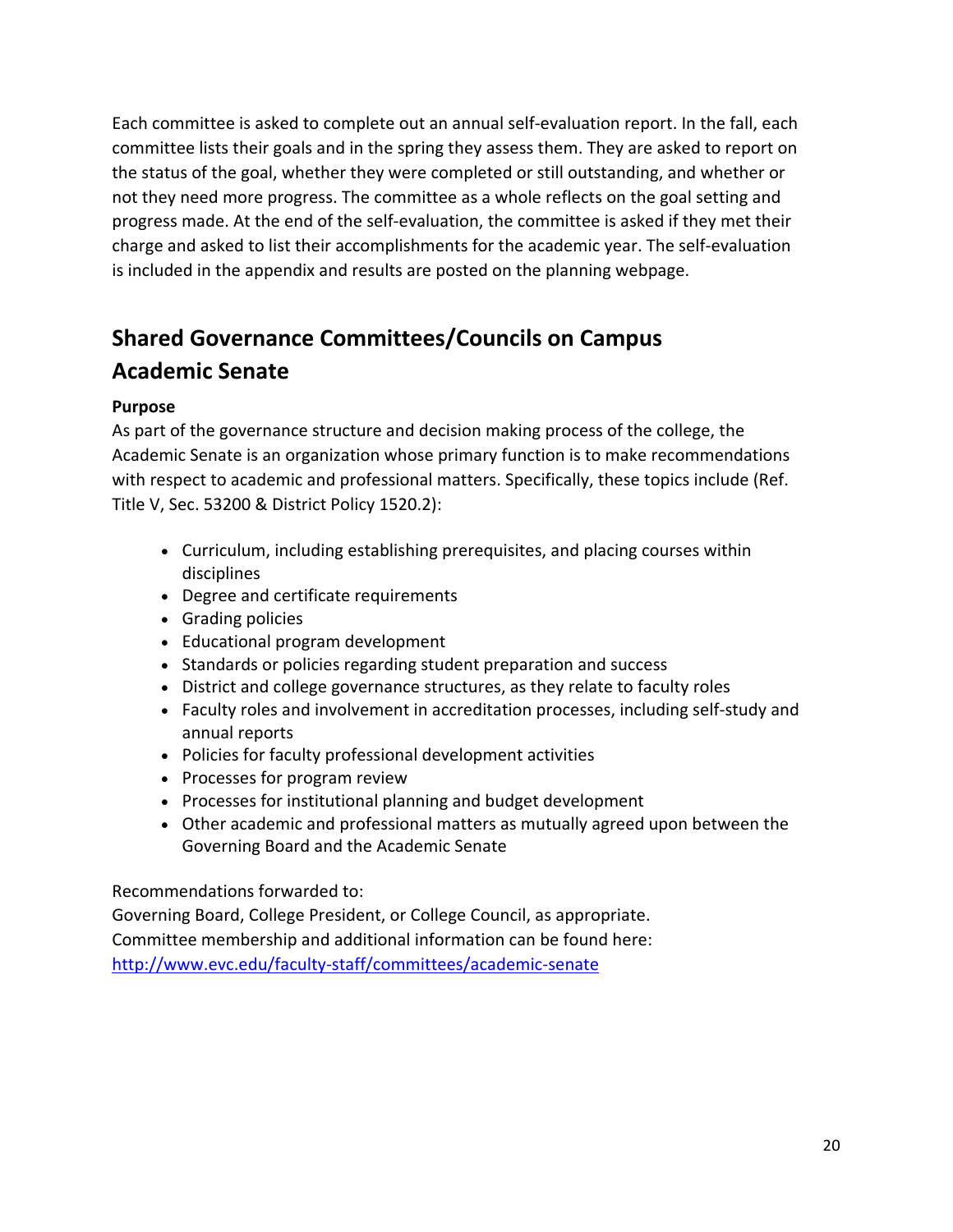Each committee is asked to complete out an annual self-evaluation report. In the fall, each committee lists their goals and in the spring they assess them. They are asked to report on the status of the goal, whether they were completed or still outstanding, and whether or not they need more progress. The committee as a whole reflects on the goal setting and progress made. At the end of the self-evaluation, the committee is asked if they met their charge and asked to list their accomplishments for the academic year. The self-evaluation is included in the appendix and results are posted on the planning webpage.

## Shared Governance Committees/Councils on Campus

## Academic Senate

**Purpose**

As part of the governance structure and decision making process of the college, the Academic Senate is an organization whose primary function is to make recommendations with respect to academic and professional matters. Specifically, these topics include (Ref. Title V, Sec. 53200 & District Policy 1520.2):

- Curriculum, including establishing prerequisites, and placing courses within disciplines
- Degree and certificate requirements
- Grading policies
- Educational program development
- Standards or policies regarding student preparation and success
- District and college governance structures, as they relate to faculty roles
- Faculty roles and involvement in accreditation processes, including self-study and annual reports
- Policies for faculty professional development activities
- Processes for program review
- Processes for institutional planning and budget development
- Other academic and professional matters as mutually agreed upon between the Governing Board and the Academic Senate

Recommendations forwarded to:
Governing Board, College President, or College Council, as appropriate.
Committee membership and additional information can be found here:
[http://www.evc.edu/faculty-staff/committees/academic-senate](http://www.evc.edu/faculty-staff/committees/academic-senate)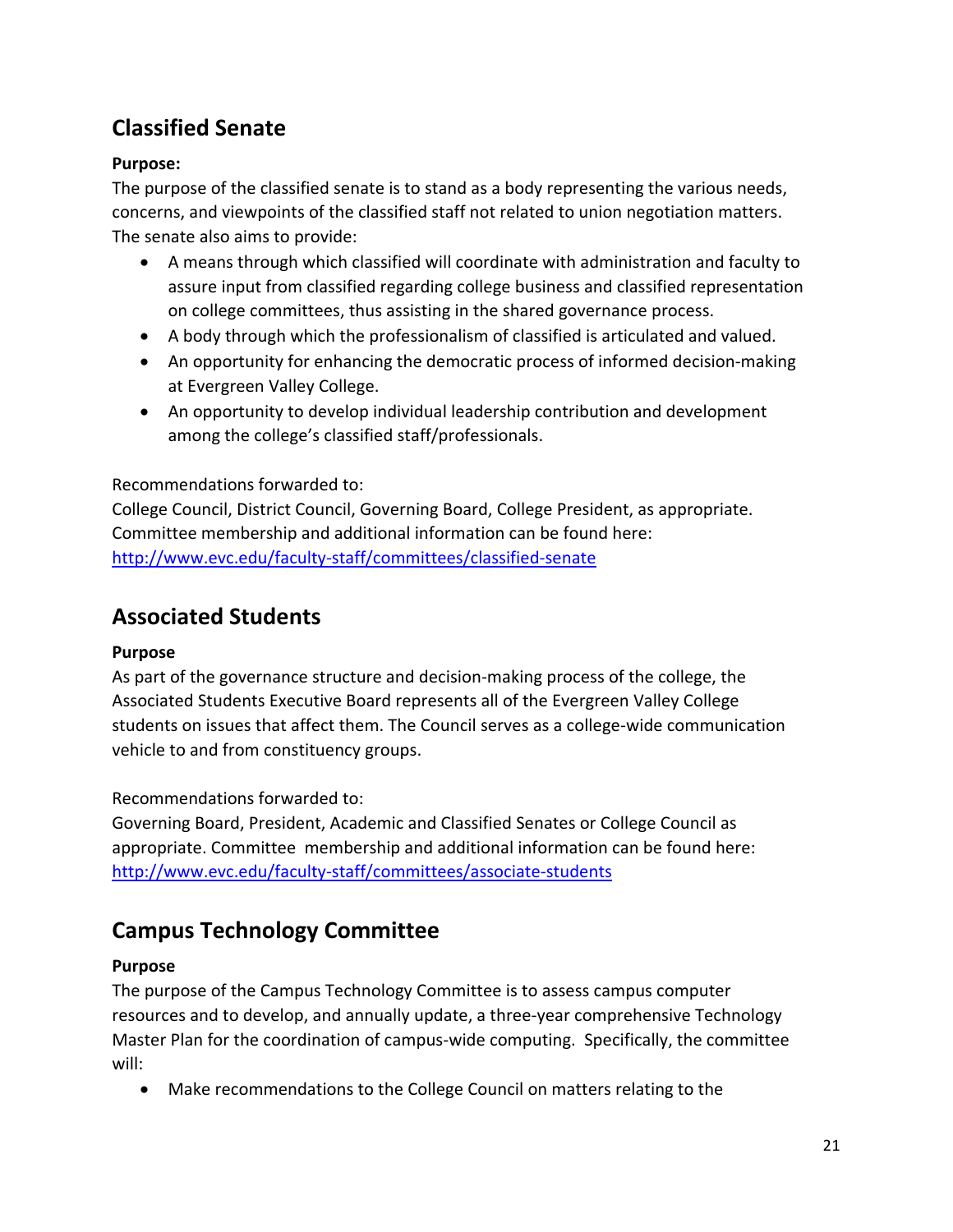## Classified Senate

**Purpose:**

The purpose of the classified senate is to stand as a body representing the various needs, concerns, and viewpoints of the classified staff not related to union negotiation matters. The senate also aims to provide:

- A means through which classified will coordinate with administration and faculty to assure input from classified regarding college business and classified representation on college committees, thus assisting in the shared governance process.
- A body through which the professionalism of classified is articulated and valued.
- An opportunity for enhancing the democratic process of informed decision-making at Evergreen Valley College.
- An opportunity to develop individual leadership contribution and development among the college's classified staff/professionals.

Recommendations forwarded to:

College Council, District Council, Governing Board, College President, as appropriate. Committee membership and additional information can be found here: [http://www.evc.edu/faculty-staff/committees/classified-senate](http://www.evc.edu/faculty-staff/committees/classified-senate)

## Associated Students

**Purpose**

As part of the governance structure and decision-making process of the college, the Associated Students Executive Board represents all of the Evergreen Valley College students on issues that affect them. The Council serves as a college-wide communication vehicle to and from constituency groups.

Recommendations forwarded to:

Governing Board, President, Academic and Classified Senates or College Council as appropriate. Committee membership and additional information can be found here: [http://www.evc.edu/faculty-staff/committees/associate-students](http://www.evc.edu/faculty-staff/committees/associate-students)

## Campus Technology Committee

**Purpose**

The purpose of the Campus Technology Committee is to assess campus computer resources and to develop, and annually update, a three-year comprehensive Technology Master Plan for the coordination of campus-wide computing. Specifically, the committee will:

- Make recommendations to the College Council on matters relating to the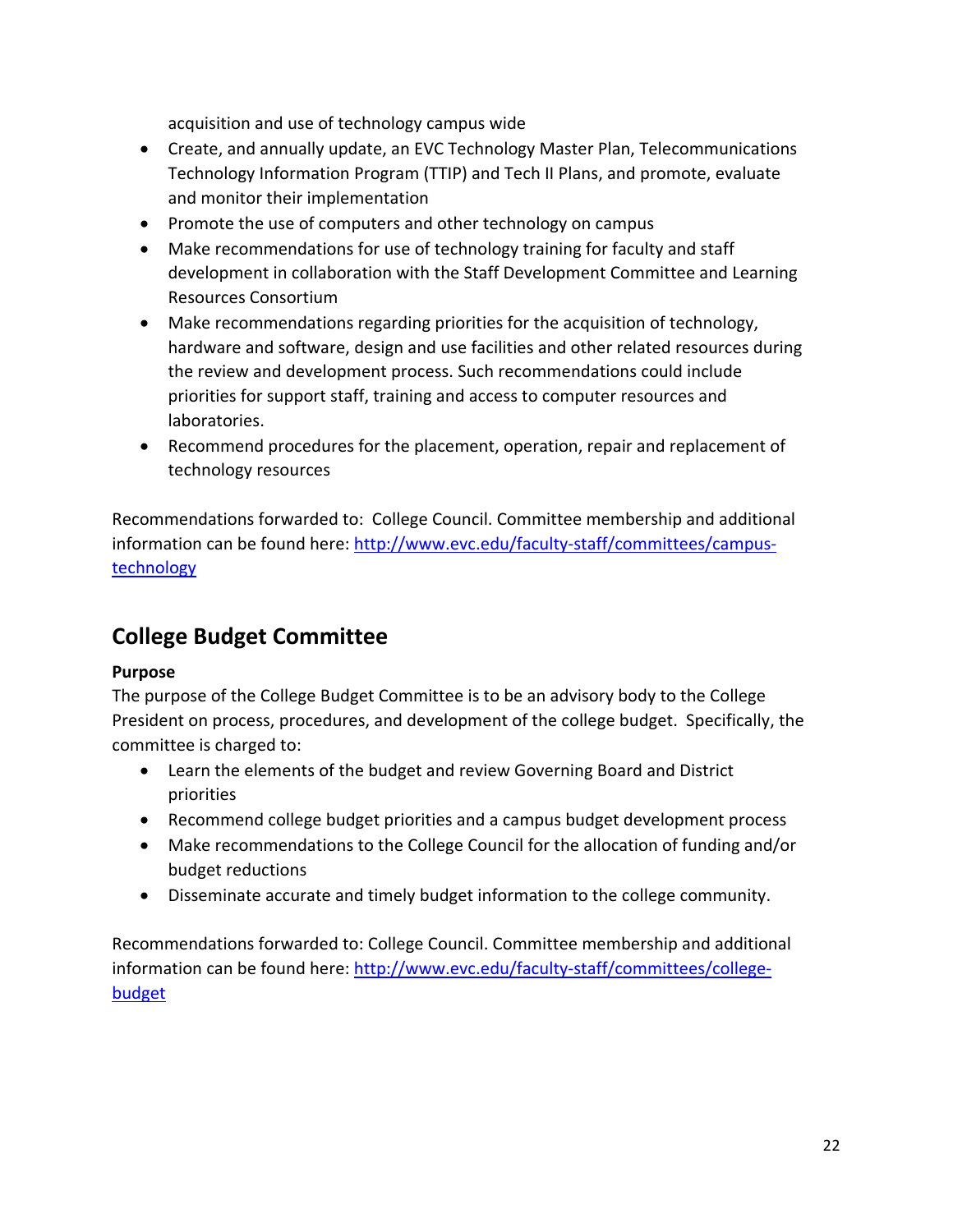acquisition and use of technology campus wide

- Create, and annually update, an EVC Technology Master Plan, Telecommunications Technology Information Program (TTIP) and Tech II Plans, and promote, evaluate and monitor their implementation
- Promote the use of computers and other technology on campus
- Make recommendations for use of technology training for faculty and staff development in collaboration with the Staff Development Committee and Learning Resources Consortium
- Make recommendations regarding priorities for the acquisition of technology, hardware and software, design and use facilities and other related resources during the review and development process. Such recommendations could include priorities for support staff, training and access to computer resources and laboratories.
- Recommend procedures for the placement, operation, repair and replacement of technology resources

Recommendations forwarded to: College Council. Committee membership and additional information can be found here: [http://www.evc.edu/faculty-staff/committees/campus-technology](http://www.evc.edu/faculty-staff/committees/campus-technology)

## College Budget Committee

**Purpose**

The purpose of the College Budget Committee is to be an advisory body to the College President on process, procedures, and development of the college budget. Specifically, the committee is charged to:

- Learn the elements of the budget and review Governing Board and District priorities
- Recommend college budget priorities and a campus budget development process
- Make recommendations to the College Council for the allocation of funding and/or budget reductions
- Disseminate accurate and timely budget information to the college community.

Recommendations forwarded to: College Council. Committee membership and additional information can be found here: [http://www.evc.edu/faculty-staff/committees/college-budget](http://www.evc.edu/faculty-staff/committees/college-budget)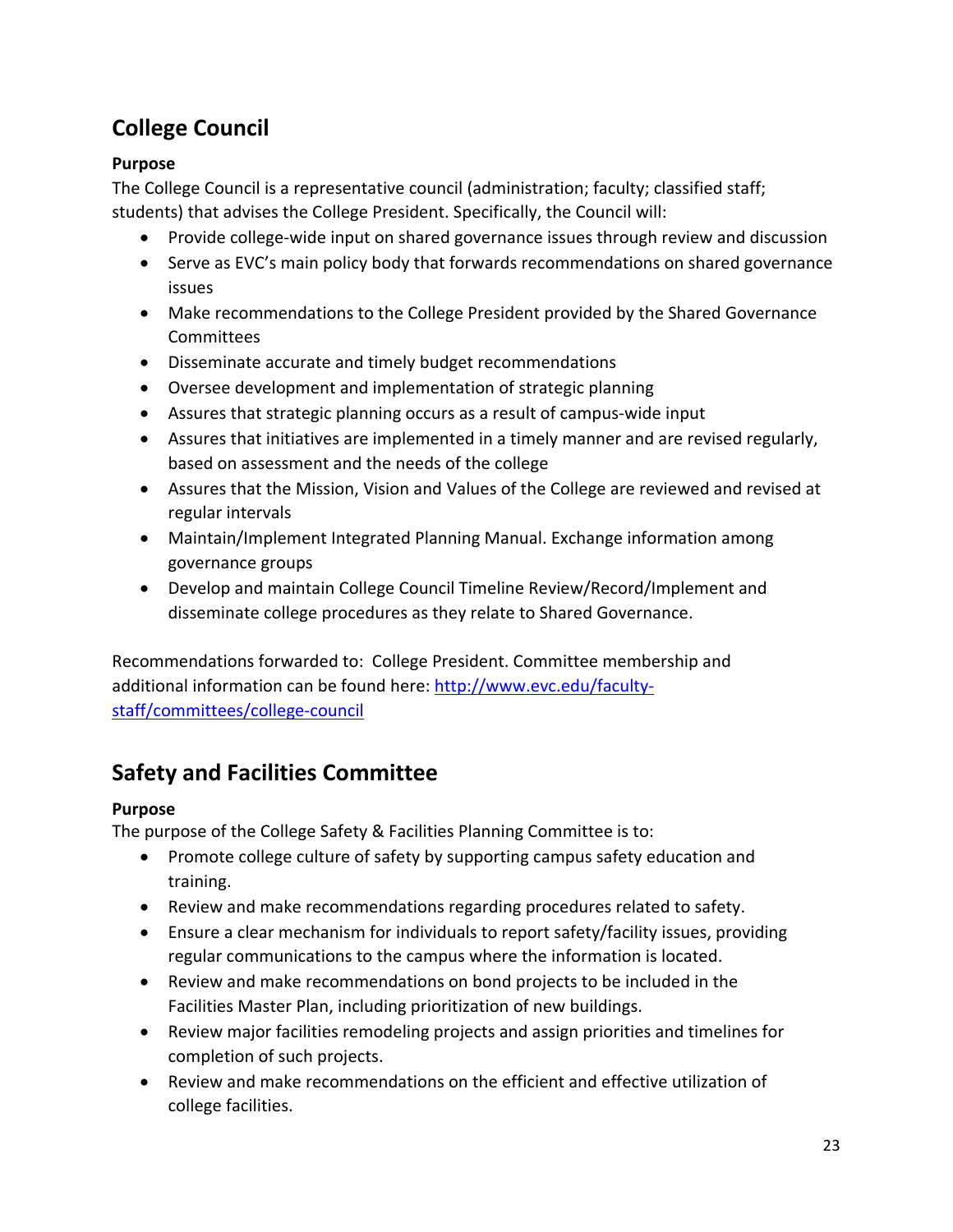## College Council

### Purpose

The College Council is a representative council (administration; faculty; classified staff; students) that advises the College President. Specifically, the Council will:

- Provide college-wide input on shared governance issues through review and discussion
- Serve as EVC's main policy body that forwards recommendations on shared governance issues
- Make recommendations to the College President provided by the Shared Governance Committees
- Disseminate accurate and timely budget recommendations
- Oversee development and implementation of strategic planning
- Assures that strategic planning occurs as a result of campus-wide input
- Assures that initiatives are implemented in a timely manner and are revised regularly, based on assessment and the needs of the college
- Assures that the Mission, Vision and Values of the College are reviewed and revised at regular intervals
- Maintain/Implement Integrated Planning Manual. Exchange information among governance groups
- Develop and maintain College Council Timeline Review/Record/Implement and disseminate college procedures as they relate to Shared Governance.

Recommendations forwarded to: College President. Committee membership and additional information can be found here: [http://www.evc.edu/faculty-staff/committees/college-council](http://www.evc.edu/faculty-staff/committees/college-council)

## Safety and Facilities Committee

### Purpose

The purpose of the College Safety & Facilities Planning Committee is to:

- Promote college culture of safety by supporting campus safety education and training.
- Review and make recommendations regarding procedures related to safety.
- Ensure a clear mechanism for individuals to report safety/facility issues, providing regular communications to the campus where the information is located.
- Review and make recommendations on bond projects to be included in the Facilities Master Plan, including prioritization of new buildings.
- Review major facilities remodeling projects and assign priorities and timelines for completion of such projects.
- Review and make recommendations on the efficient and effective utilization of college facilities.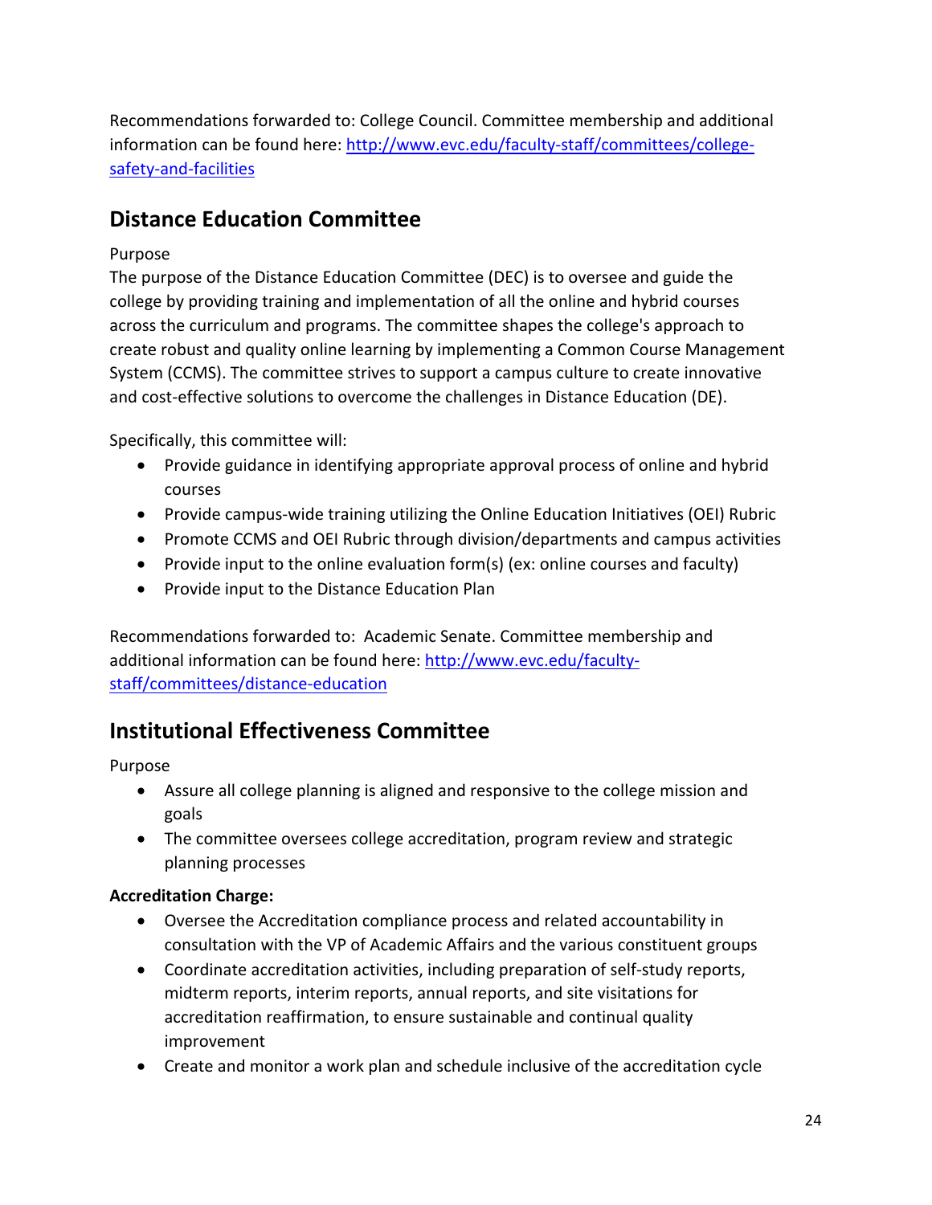Recommendations forwarded to: College Council. Committee membership and additional information can be found here: [http://www.evc.edu/faculty-staff/committees/college-safety-and-facilities](http://www.evc.edu/faculty-staff/committees/college-safety-and-facilities)

## Distance Education Committee

Purpose

The purpose of the Distance Education Committee (DEC) is to oversee and guide the college by providing training and implementation of all the online and hybrid courses across the curriculum and programs. The committee shapes the college's approach to create robust and quality online learning by implementing a Common Course Management System (CCMS). The committee strives to support a campus culture to create innovative and cost-effective solutions to overcome the challenges in Distance Education (DE).

Specifically, this committee will:

- Provide guidance in identifying appropriate approval process of online and hybrid courses
- Provide campus-wide training utilizing the Online Education Initiatives (OEI) Rubric
- Promote CCMS and OEI Rubric through division/departments and campus activities
- Provide input to the online evaluation form(s) (ex: online courses and faculty)
- Provide input to the Distance Education Plan

Recommendations forwarded to: Academic Senate. Committee membership and additional information can be found here: [http://www.evc.edu/faculty-staff/committees/distance-education](http://www.evc.edu/faculty-staff/committees/distance-education)

## Institutional Effectiveness Committee

Purpose

- Assure all college planning is aligned and responsive to the college mission and goals
- The committee oversees college accreditation, program review and strategic planning processes

**Accreditation Charge:**

- Oversee the Accreditation compliance process and related accountability in consultation with the VP of Academic Affairs and the various constituent groups
- Coordinate accreditation activities, including preparation of self-study reports, midterm reports, interim reports, annual reports, and site visitations for accreditation reaffirmation, to ensure sustainable and continual quality improvement
- Create and monitor a work plan and schedule inclusive of the accreditation cycle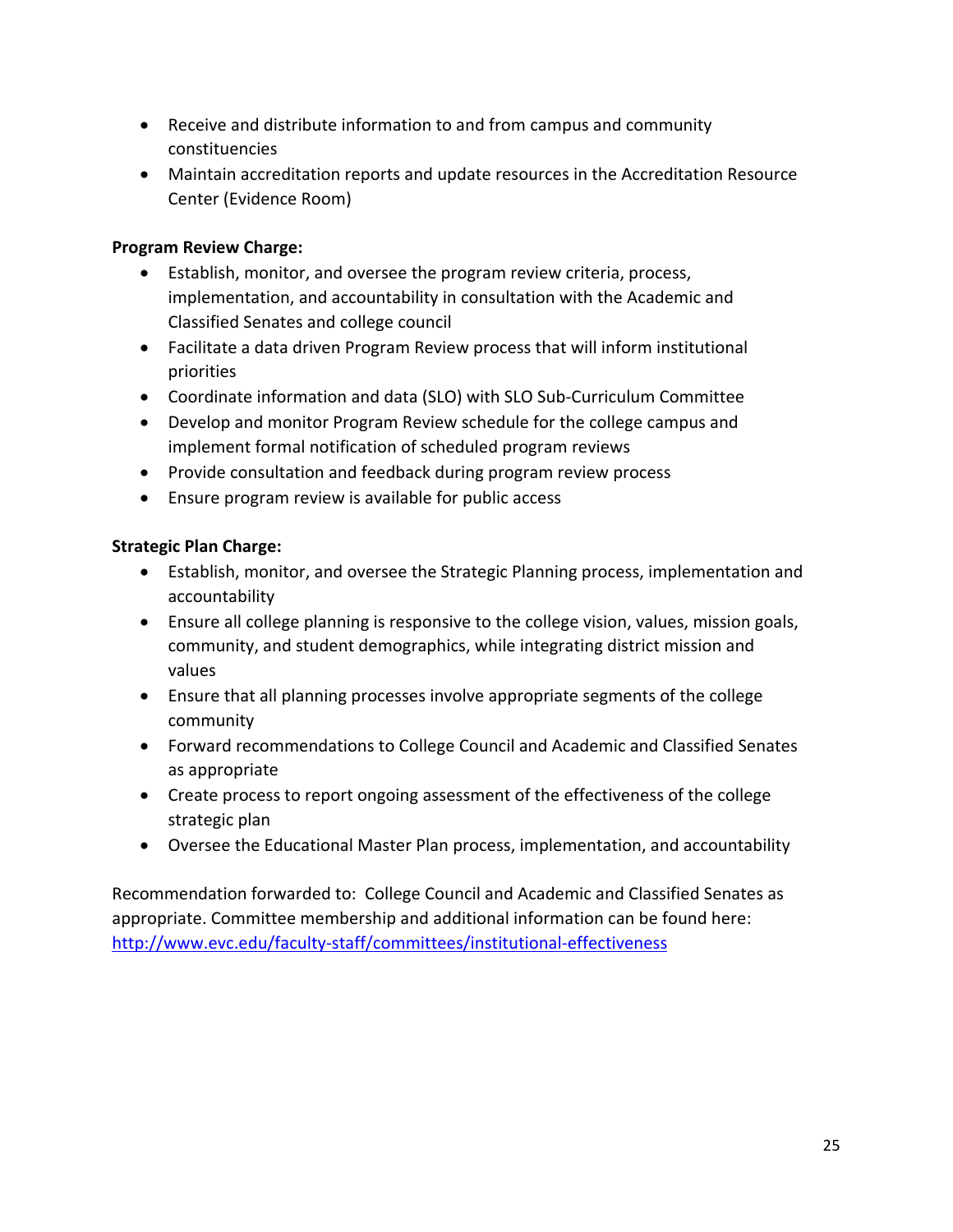- Receive and distribute information to and from campus and community constituencies
- Maintain accreditation reports and update resources in the Accreditation Resource Center (Evidence Room)

**Program Review Charge:**

- Establish, monitor, and oversee the program review criteria, process, implementation, and accountability in consultation with the Academic and Classified Senates and college council
- Facilitate a data driven Program Review process that will inform institutional priorities
- Coordinate information and data (SLO) with SLO Sub-Curriculum Committee
- Develop and monitor Program Review schedule for the college campus and implement formal notification of scheduled program reviews
- Provide consultation and feedback during program review process
- Ensure program review is available for public access

**Strategic Plan Charge:**

- Establish, monitor, and oversee the Strategic Planning process, implementation and accountability
- Ensure all college planning is responsive to the college vision, values, mission goals, community, and student demographics, while integrating district mission and values
- Ensure that all planning processes involve appropriate segments of the college community
- Forward recommendations to College Council and Academic and Classified Senates as appropriate
- Create process to report ongoing assessment of the effectiveness of the college strategic plan
- Oversee the Educational Master Plan process, implementation, and accountability

Recommendation forwarded to: College Council and Academic and Classified Senates as appropriate. Committee membership and additional information can be found here: [http://www.evc.edu/faculty-staff/committees/institutional-effectiveness](http://www.evc.edu/faculty-staff/committees/institutional-effectiveness)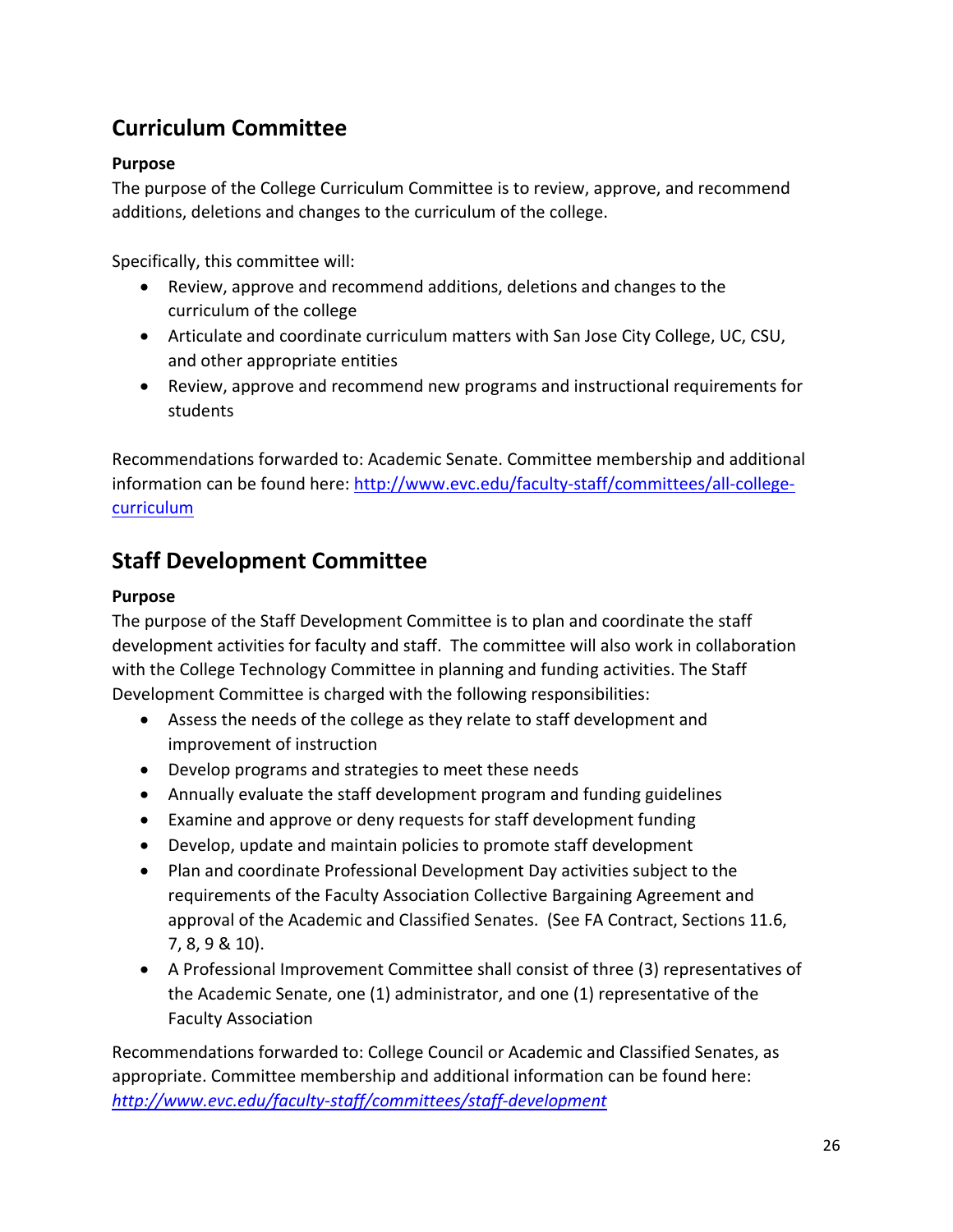## Curriculum Committee

**Purpose**

The purpose of the College Curriculum Committee is to review, approve, and recommend additions, deletions and changes to the curriculum of the college.

Specifically, this committee will:

- Review, approve and recommend additions, deletions and changes to the curriculum of the college
- Articulate and coordinate curriculum matters with San Jose City College, UC, CSU, and other appropriate entities
- Review, approve and recommend new programs and instructional requirements for students

Recommendations forwarded to: Academic Senate. Committee membership and additional information can be found here: [http://www.evc.edu/faculty-staff/committees/all-college-curriculum](http://www.evc.edu/faculty-staff/committees/all-college-curriculum)

## Staff Development Committee

**Purpose**

The purpose of the Staff Development Committee is to plan and coordinate the staff development activities for faculty and staff. The committee will also work in collaboration with the College Technology Committee in planning and funding activities. The Staff Development Committee is charged with the following responsibilities:

- Assess the needs of the college as they relate to staff development and improvement of instruction
- Develop programs and strategies to meet these needs
- Annually evaluate the staff development program and funding guidelines
- Examine and approve or deny requests for staff development funding
- Develop, update and maintain policies to promote staff development
- Plan and coordinate Professional Development Day activities subject to the requirements of the Faculty Association Collective Bargaining Agreement and approval of the Academic and Classified Senates. (See FA Contract, Sections 11.6, 7, 8, 9 & 10).
- A Professional Improvement Committee shall consist of three (3) representatives of the Academic Senate, one (1) administrator, and one (1) representative of the Faculty Association

Recommendations forwarded to: College Council or Academic and Classified Senates, as appropriate. Committee membership and additional information can be found here: [*http://www.evc.edu/faculty-staff/committees/staff-development*](http://www.evc.edu/faculty-staff/committees/staff-development)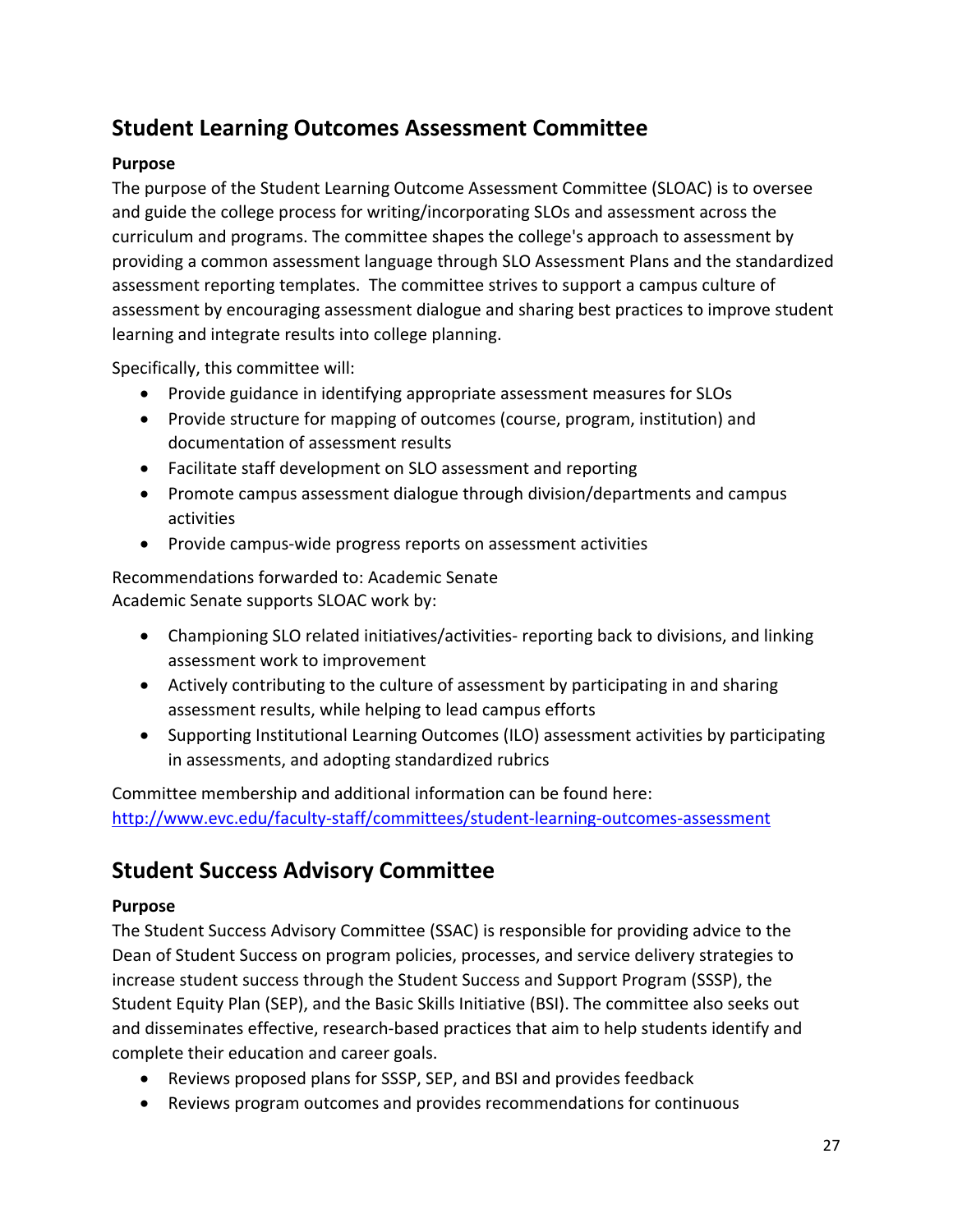## Student Learning Outcomes Assessment Committee

**Purpose**

The purpose of the Student Learning Outcome Assessment Committee (SLOAC) is to oversee and guide the college process for writing/incorporating SLOs and assessment across the curriculum and programs. The committee shapes the college's approach to assessment by providing a common assessment language through SLO Assessment Plans and the standardized assessment reporting templates. The committee strives to support a campus culture of assessment by encouraging assessment dialogue and sharing best practices to improve student learning and integrate results into college planning.

Specifically, this committee will:

- Provide guidance in identifying appropriate assessment measures for SLOs
- Provide structure for mapping of outcomes (course, program, institution) and documentation of assessment results
- Facilitate staff development on SLO assessment and reporting
- Promote campus assessment dialogue through division/departments and campus activities
- Provide campus-wide progress reports on assessment activities

Recommendations forwarded to: Academic Senate
Academic Senate supports SLOAC work by:

- Championing SLO related initiatives/activities- reporting back to divisions, and linking assessment work to improvement
- Actively contributing to the culture of assessment by participating in and sharing assessment results, while helping to lead campus efforts
- Supporting Institutional Learning Outcomes (ILO) assessment activities by participating in assessments, and adopting standardized rubrics

Committee membership and additional information can be found here:
http://www.evc.edu/faculty-staff/committees/student-learning-outcomes-assessment

## Student Success Advisory Committee

**Purpose**

The Student Success Advisory Committee (SSAC) is responsible for providing advice to the Dean of Student Success on program policies, processes, and service delivery strategies to increase student success through the Student Success and Support Program (SSSP), the Student Equity Plan (SEP), and the Basic Skills Initiative (BSI). The committee also seeks out and disseminates effective, research-based practices that aim to help students identify and complete their education and career goals.

- Reviews proposed plans for SSSP, SEP, and BSI and provides feedback
- Reviews program outcomes and provides recommendations for continuous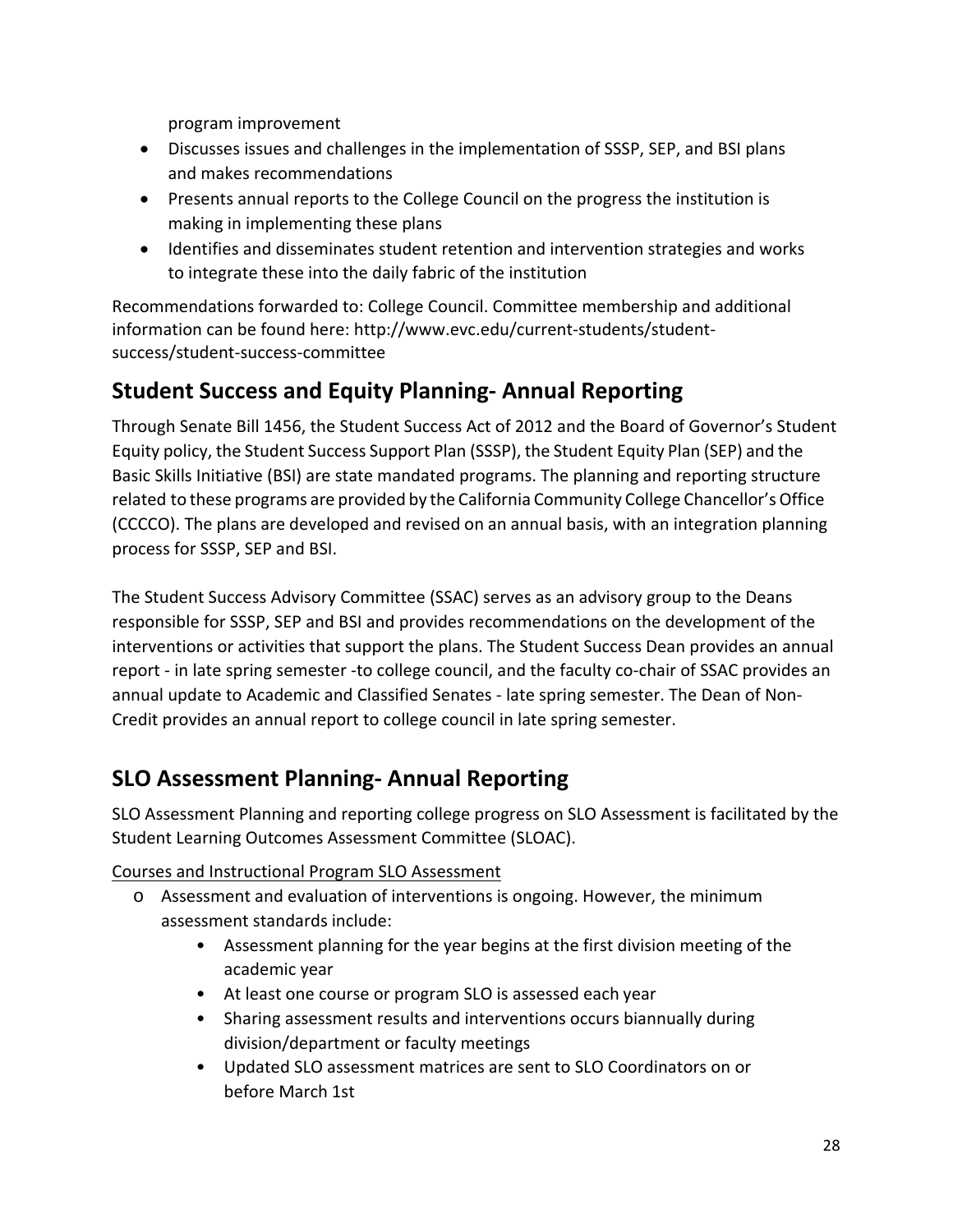program improvement

- Discusses issues and challenges in the implementation of SSSP, SEP, and BSI plans and makes recommendations
- Presents annual reports to the College Council on the progress the institution is making in implementing these plans
- Identifies and disseminates student retention and intervention strategies and works to integrate these into the daily fabric of the institution

Recommendations forwarded to: College Council. Committee membership and additional information can be found here: http://www.evc.edu/current-students/student-success/student-success-committee

## Student Success and Equity Planning- Annual Reporting

Through Senate Bill 1456, the Student Success Act of 2012 and the Board of Governor's Student Equity policy, the Student Success Support Plan (SSSP), the Student Equity Plan (SEP) and the Basic Skills Initiative (BSI) are state mandated programs. The planning and reporting structure related to these programs are provided by the California Community College Chancellor's Office (CCCCO). The plans are developed and revised on an annual basis, with an integration planning process for SSSP, SEP and BSI.

The Student Success Advisory Committee (SSAC) serves as an advisory group to the Deans responsible for SSSP, SEP and BSI and provides recommendations on the development of the interventions or activities that support the plans. The Student Success Dean provides an annual report - in late spring semester -to college council, and the faculty co-chair of SSAC provides an annual update to Academic and Classified Senates - late spring semester. The Dean of Non-Credit provides an annual report to college council in late spring semester.

## SLO Assessment Planning- Annual Reporting

SLO Assessment Planning and reporting college progress on SLO Assessment is facilitated by the Student Learning Outcomes Assessment Committee (SLOAC).

<u>Courses and Instructional Program SLO Assessment</u>

- Assessment and evaluation of interventions is ongoing. However, the minimum assessment standards include:
  - Assessment planning for the year begins at the first division meeting of the academic year
  - At least one course or program SLO is assessed each year
  - Sharing assessment results and interventions occurs biannually during division/department or faculty meetings
  - Updated SLO assessment matrices are sent to SLO Coordinators on or before March 1st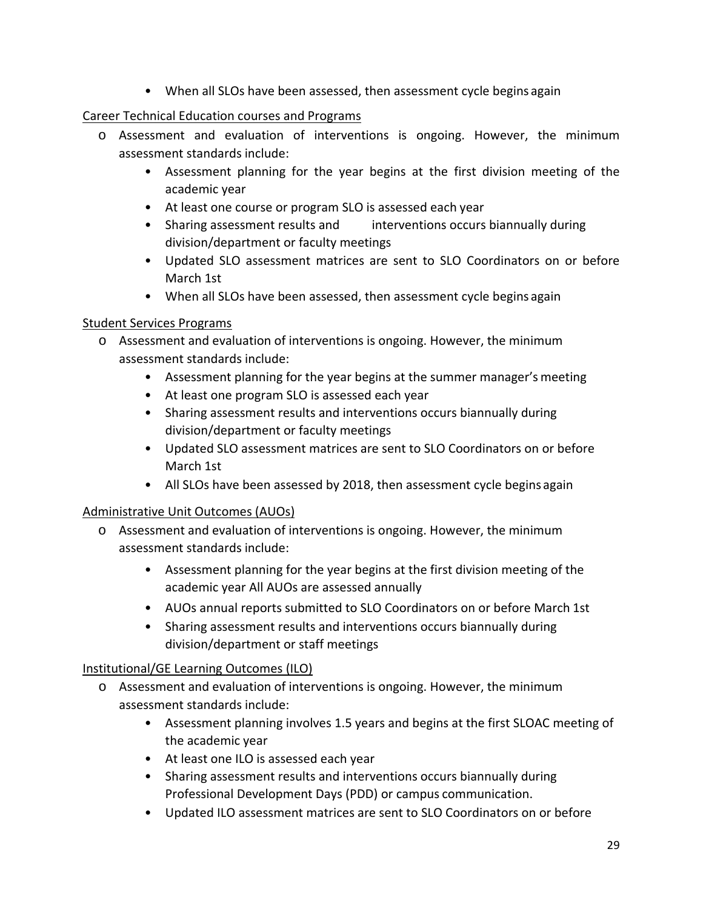- When all SLOs have been assessed, then assessment cycle begins again

Career Technical Education courses and Programs

- Assessment and evaluation of interventions is ongoing. However, the minimum assessment standards include:
  - Assessment planning for the year begins at the first division meeting of the academic year
  - At least one course or program SLO is assessed each year
  - Sharing assessment results and interventions occurs biannually during division/department or faculty meetings
  - Updated SLO assessment matrices are sent to SLO Coordinators on or before March 1st
  - When all SLOs have been assessed, then assessment cycle begins again

Student Services Programs

- Assessment and evaluation of interventions is ongoing. However, the minimum assessment standards include:
  - Assessment planning for the year begins at the summer manager's meeting
  - At least one program SLO is assessed each year
  - Sharing assessment results and interventions occurs biannually during division/department or faculty meetings
  - Updated SLO assessment matrices are sent to SLO Coordinators on or before March 1st
  - All SLOs have been assessed by 2018, then assessment cycle begins again

Administrative Unit Outcomes (AUOs)

- Assessment and evaluation of interventions is ongoing. However, the minimum assessment standards include:
  - Assessment planning for the year begins at the first division meeting of the academic year All AUOs are assessed annually
  - AUOs annual reports submitted to SLO Coordinators on or before March 1st
  - Sharing assessment results and interventions occurs biannually during division/department or staff meetings

Institutional/GE Learning Outcomes (ILO)

- Assessment and evaluation of interventions is ongoing. However, the minimum assessment standards include:
  - Assessment planning involves 1.5 years and begins at the first SLOAC meeting of the academic year
  - At least one ILO is assessed each year
  - Sharing assessment results and interventions occurs biannually during Professional Development Days (PDD) or campus communication.
  - Updated ILO assessment matrices are sent to SLO Coordinators on or before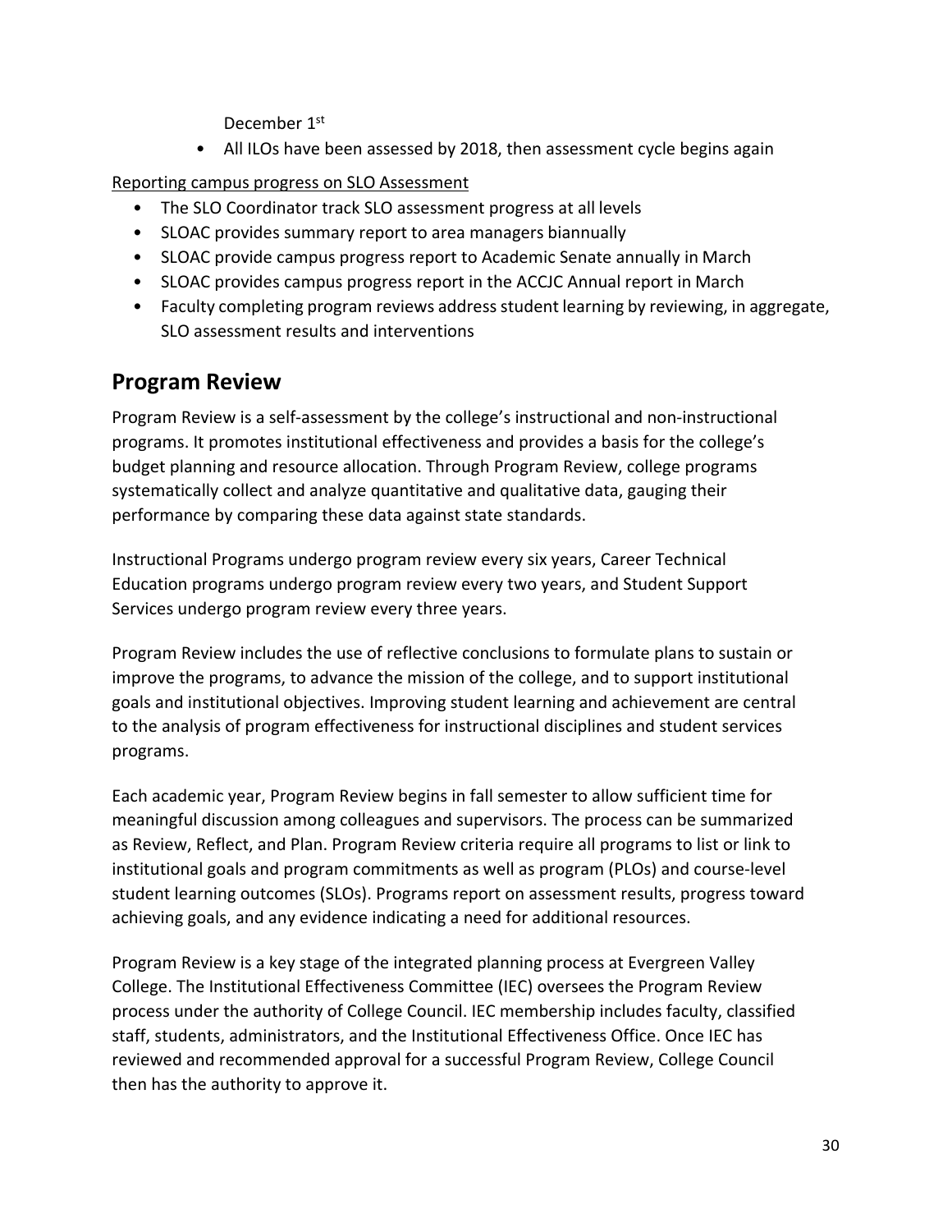December 1st

- All ILOs have been assessed by 2018, then assessment cycle begins again

Reporting campus progress on SLO Assessment

- The SLO Coordinator track SLO assessment progress at all levels
- SLOAC provides summary report to area managers biannually
- SLOAC provide campus progress report to Academic Senate annually in March
- SLOAC provides campus progress report in the ACCJC Annual report in March
- Faculty completing program reviews address student learning by reviewing, in aggregate, SLO assessment results and interventions

## Program Review

Program Review is a self-assessment by the college's instructional and non-instructional programs. It promotes institutional effectiveness and provides a basis for the college's budget planning and resource allocation. Through Program Review, college programs systematically collect and analyze quantitative and qualitative data, gauging their performance by comparing these data against state standards.

Instructional Programs undergo program review every six years, Career Technical Education programs undergo program review every two years, and Student Support Services undergo program review every three years.

Program Review includes the use of reflective conclusions to formulate plans to sustain or improve the programs, to advance the mission of the college, and to support institutional goals and institutional objectives. Improving student learning and achievement are central to the analysis of program effectiveness for instructional disciplines and student services programs.

Each academic year, Program Review begins in fall semester to allow sufficient time for meaningful discussion among colleagues and supervisors. The process can be summarized as Review, Reflect, and Plan. Program Review criteria require all programs to list or link to institutional goals and program commitments as well as program (PLOs) and course-level student learning outcomes (SLOs). Programs report on assessment results, progress toward achieving goals, and any evidence indicating a need for additional resources.

Program Review is a key stage of the integrated planning process at Evergreen Valley College. The Institutional Effectiveness Committee (IEC) oversees the Program Review process under the authority of College Council. IEC membership includes faculty, classified staff, students, administrators, and the Institutional Effectiveness Office. Once IEC has reviewed and recommended approval for a successful Program Review, College Council then has the authority to approve it.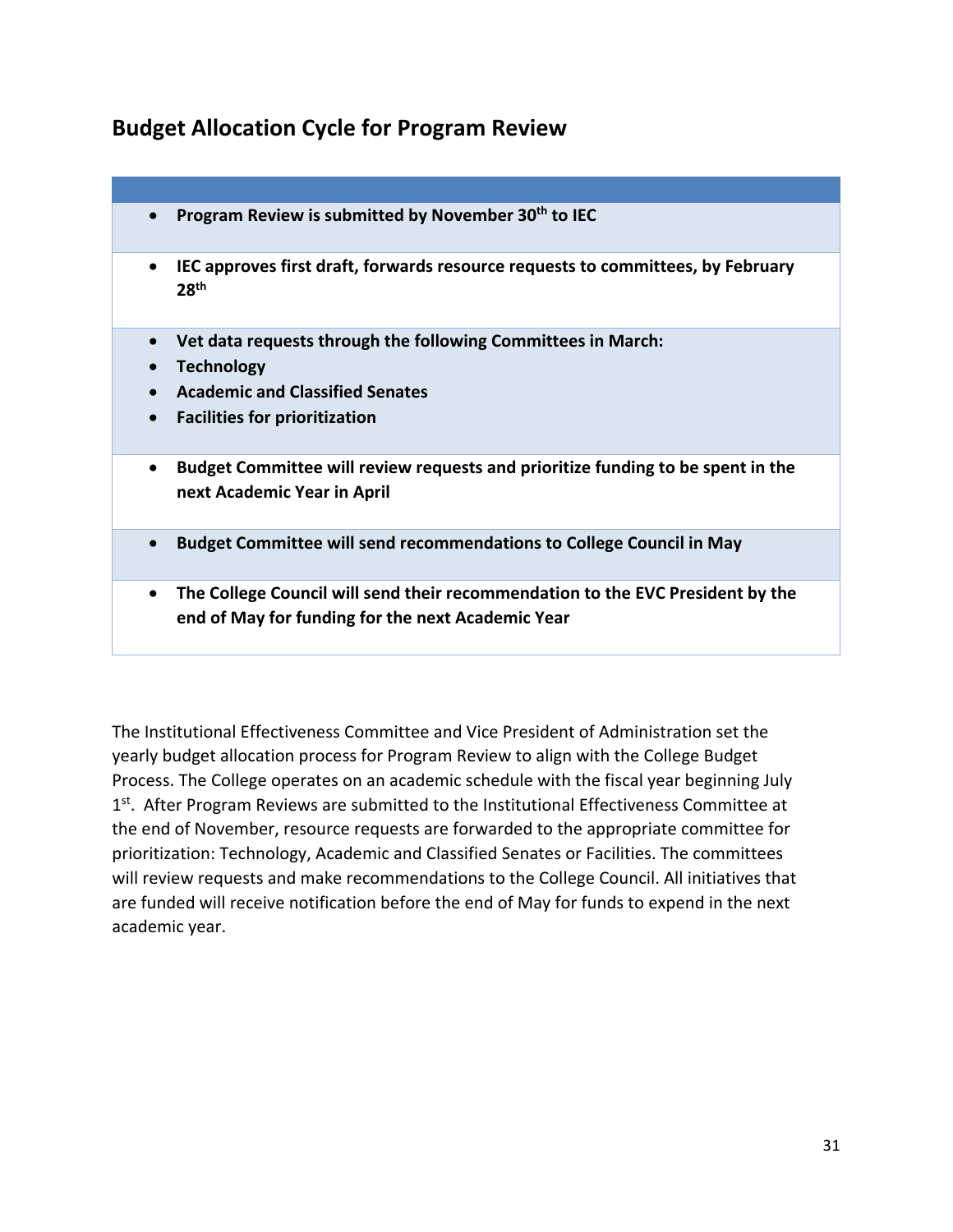## Budget Allocation Cycle for Program Review

- **Program Review is submitted by November 30th to IEC**

- **IEC approves first draft, forwards resource requests to committees, by February 28th**

- **Vet data requests through the following Committees in March:**
- **Technology**
- **Academic and Classified Senates**
- **Facilities for prioritization**

- **Budget Committee will review requests and prioritize funding to be spent in the next Academic Year in April**

- **Budget Committee will send recommendations to College Council in May**

- **The College Council will send their recommendation to the EVC President by the end of May for funding for the next Academic Year**

The Institutional Effectiveness Committee and Vice President of Administration set the yearly budget allocation process for Program Review to align with the College Budget Process. The College operates on an academic schedule with the fiscal year beginning July 1st. After Program Reviews are submitted to the Institutional Effectiveness Committee at the end of November, resource requests are forwarded to the appropriate committee for prioritization: Technology, Academic and Classified Senates or Facilities. The committees will review requests and make recommendations to the College Council. All initiatives that are funded will receive notification before the end of May for funds to expend in the next academic year.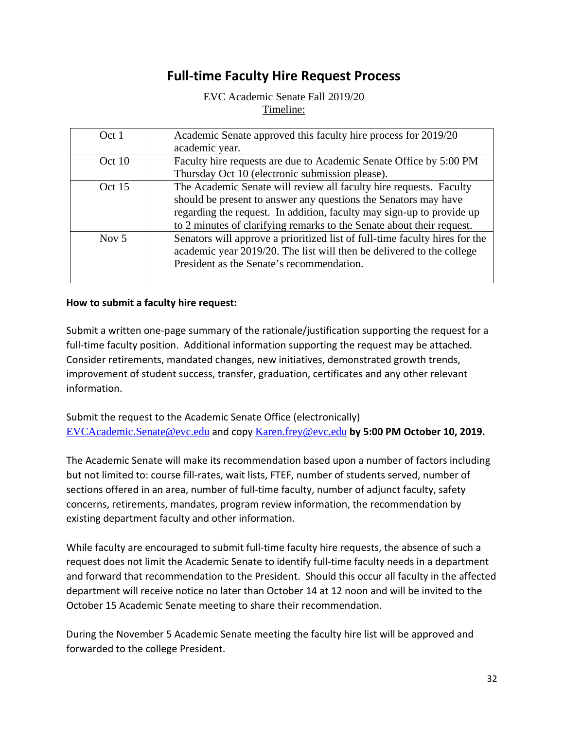# Full-time Faculty Hire Request Process

EVC Academic Senate Fall 2019/20

Timeline:

| | |
|---|---|
| Oct 1 | Academic Senate approved this faculty hire process for 2019/20 academic year. |
| Oct 10 | Faculty hire requests are due to Academic Senate Office by 5:00 PM Thursday Oct 10 (electronic submission please). |
| Oct 15 | The Academic Senate will review all faculty hire requests. Faculty should be present to answer any questions the Senators may have regarding the request. In addition, faculty may sign-up to provide up to 2 minutes of clarifying remarks to the Senate about their request. |
| Nov 5 | Senators will approve a prioritized list of full-time faculty hires for the academic year 2019/20. The list will then be delivered to the college President as the Senate's recommendation. |

**How to submit a faculty hire request:**

Submit a written one-page summary of the rationale/justification supporting the request for a full-time faculty position. Additional information supporting the request may be attached. Consider retirements, mandated changes, new initiatives, demonstrated growth trends, improvement of student success, transfer, graduation, certificates and any other relevant information.

Submit the request to the Academic Senate Office (electronically) EVCAcademic.Senate@evc.edu and copy Karen.frey@evc.edu **by 5:00 PM October 10, 2019.**

The Academic Senate will make its recommendation based upon a number of factors including but not limited to: course fill-rates, wait lists, FTEF, number of students served, number of sections offered in an area, number of full-time faculty, number of adjunct faculty, safety concerns, retirements, mandates, program review information, the recommendation by existing department faculty and other information.

While faculty are encouraged to submit full-time faculty hire requests, the absence of such a request does not limit the Academic Senate to identify full-time faculty needs in a department and forward that recommendation to the President. Should this occur all faculty in the affected department will receive notice no later than October 14 at 12 noon and will be invited to the October 15 Academic Senate meeting to share their recommendation.

During the November 5 Academic Senate meeting the faculty hire list will be approved and forwarded to the college President.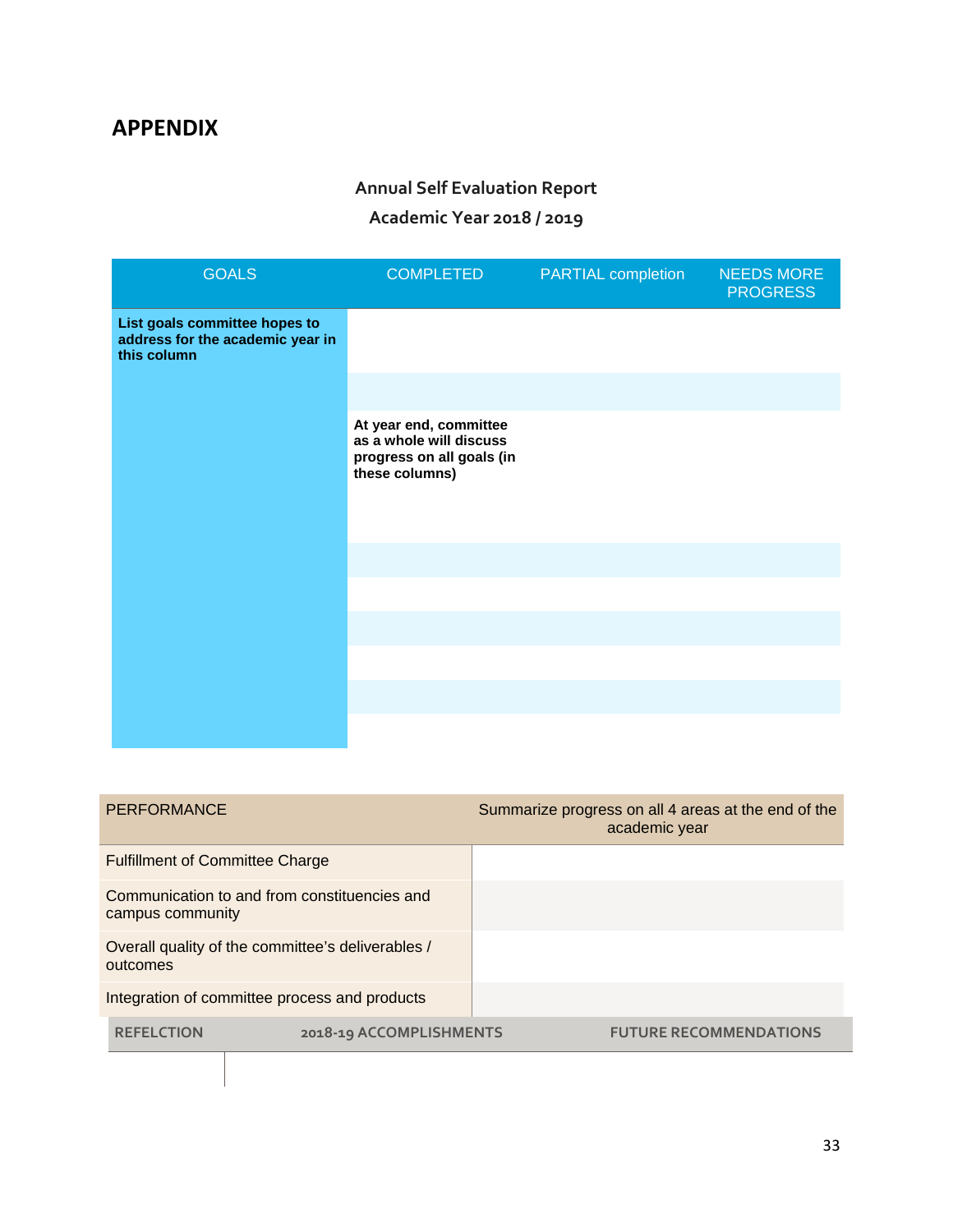# APPENDIX

**Annual Self Evaluation Report**

**Academic Year 2018 / 2019**

| GOALS | COMPLETED | PARTIAL completion | NEEDS MORE PROGRESS |
|---|---|---|---|
| **List goals committee hopes to address for the academic year in this column** | | | |
| | | | |
| | **At year end, committee as a whole will discuss progress on all goals (in these columns)** | | |
| | | | |
| | | | |
| | | | |
| | | | |
| | | | |
| | | | |

| PERFORMANCE | Summarize progress on all 4 areas at the end of the academic year |
|---|---|
| Fulfillment of Committee Charge | |
| Communication to and from constituencies and campus community | |
| Overall quality of the committee's deliverables / outcomes | |
| Integration of committee process and products | |

| REFELCTION | 2018-19 ACCOMPLISHMENTS | FUTURE RECOMMENDATIONS |
|---|---|---|
| | | |